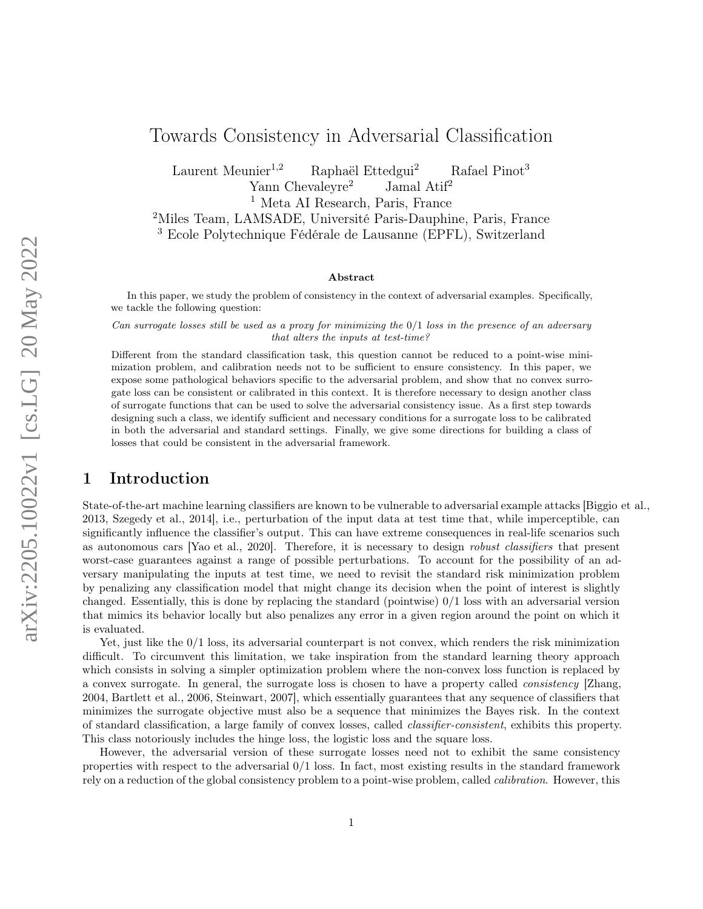# Towards Consistency in Adversarial Classification

Laurent Meunier[1,2] Raphaël Ettedgui[2] Rafael Pinot[3]
Yann Chevaleyre[2] Jamal Atif[2]

[1] Meta AI Research, Paris, France
[2]Miles Team, LAMSADE, Université Paris-Dauphine, Paris, France
[3] Ecole Polytechnique Fédérale de Lausanne (EPFL), Switzerland

**Abstract**

In this paper, we study the problem of consistency in the context of adversarial examples. Specifically, we tackle the following question:

*Can surrogate losses still be used as a proxy for minimizing the 0/1 loss in the presence of an adversary that alters the inputs at test-time?*

Different from the standard classification task, this question cannot be reduced to a point-wise minimization problem, and calibration needs not to be sufficient to ensure consistency. In this paper, we expose some pathological behaviors specific to the adversarial problem, and show that no convex surrogate loss can be consistent or calibrated in this context. It is therefore necessary to design another class of surrogate functions that can be used to solve the adversarial consistency issue. As a first step towards designing such a class, we identify sufficient and necessary conditions for a surrogate loss to be calibrated in both the adversarial and standard settings. Finally, we give some directions for building a class of losses that could be consistent in the adversarial framework.

## 1 Introduction

State-of-the-art machine learning classifiers are known to be vulnerable to adversarial example attacks [Biggio et al., 2013, Szegedy et al., 2014], i.e., perturbation of the input data at test time that, while imperceptible, can significantly influence the classifier's output. This can have extreme consequences in real-life scenarios such as autonomous cars [Yao et al., 2020]. Therefore, it is necessary to design *robust classifiers* that present worst-case guarantees against a range of possible perturbations. To account for the possibility of an adversary manipulating the inputs at test time, we need to revisit the standard risk minimization problem by penalizing any classification model that might change its decision when the point of interest is slightly changed. Essentially, this is done by replacing the standard (pointwise) 0/1 loss with an adversarial version that mimics its behavior locally but also penalizes any error in a given region around the point on which it is evaluated.

Yet, just like the 0/1 loss, its adversarial counterpart is not convex, which renders the risk minimization difficult. To circumvent this limitation, we take inspiration from the standard learning theory approach which consists in solving a simpler optimization problem where the non-convex loss function is replaced by a convex surrogate. In general, the surrogate loss is chosen to have a property called *consistency* [Zhang, 2004, Bartlett et al., 2006, Steinwart, 2007], which essentially guarantees that any sequence of classifiers that minimizes the surrogate objective must also be a sequence that minimizes the Bayes risk. In the context of standard classification, a large family of convex losses, called *classifier-consistent*, exhibits this property. This class notoriously includes the hinge loss, the logistic loss and the square loss.

However, the adversarial version of these surrogate losses need not to exhibit the same consistency properties with respect to the adversarial 0/1 loss. In fact, most existing results in the standard framework rely on a reduction of the global consistency problem to a point-wise problem, called *calibration*. However, this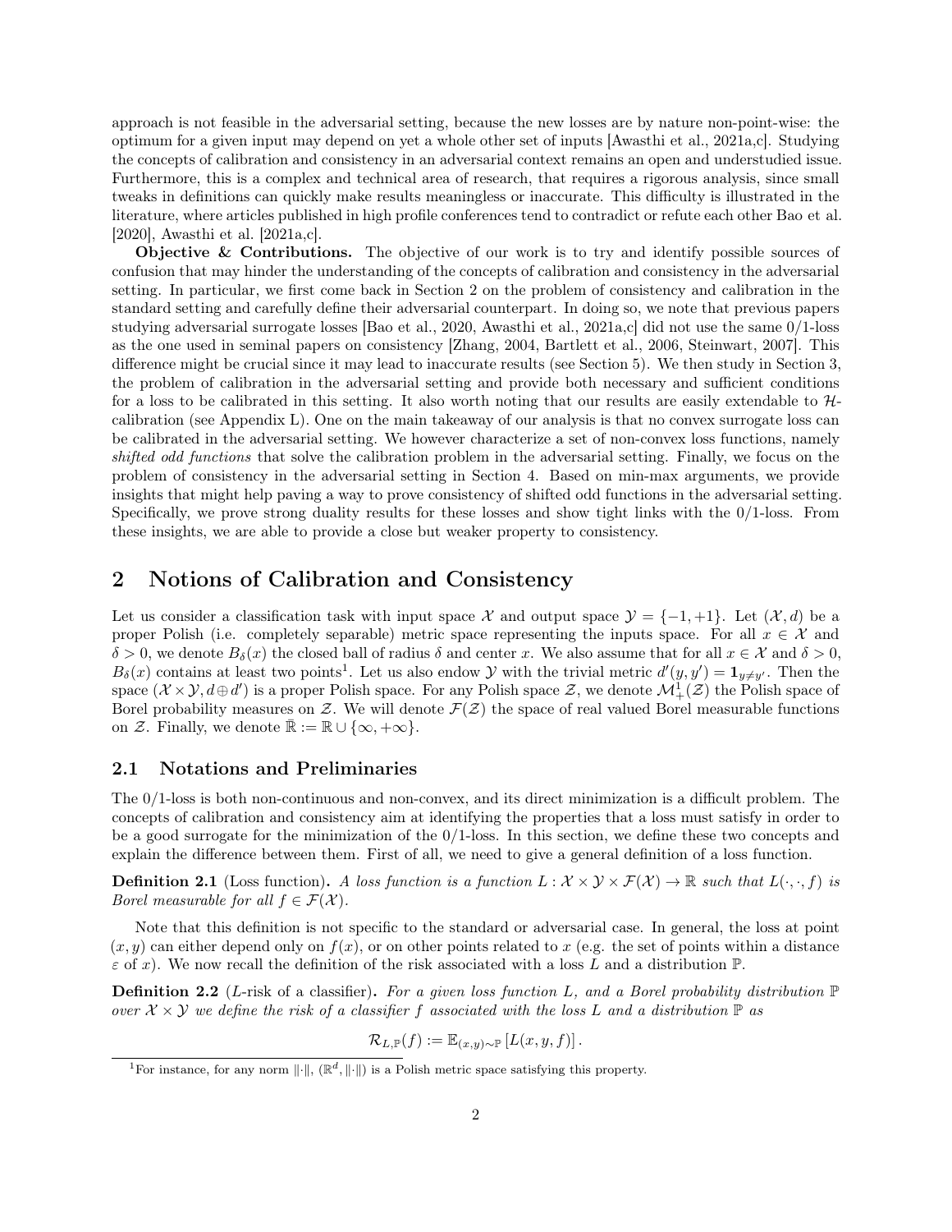approach is not feasible in the adversarial setting, because the new losses are by nature non-point-wise: the optimum for a given input may depend on yet a whole other set of inputs [Awasthi et al., 2021a,c]. Studying the concepts of calibration and consistency in an adversarial context remains an open and understudied issue. Furthermore, this is a complex and technical area of research, that requires a rigorous analysis, since small tweaks in definitions can quickly make results meaningless or inaccurate. This difficulty is illustrated in the literature, where articles published in high profile conferences tend to contradict or refute each other Bao et al. [2020], Awasthi et al. [2021a,c].

**Objective & Contributions.** The objective of our work is to try and identify possible sources of confusion that may hinder the understanding of the concepts of calibration and consistency in the adversarial setting. In particular, we first come back in Section 2 on the problem of consistency and calibration in the standard setting and carefully define their adversarial counterpart. In doing so, we note that previous papers studying adversarial surrogate losses [Bao et al., 2020, Awasthi et al., 2021a,c] did not use the same 0/1-loss as the one used in seminal papers on consistency [Zhang, 2004, Bartlett et al., 2006, Steinwart, 2007]. This difference might be crucial since it may lead to inaccurate results (see Section 5). We then study in Section 3, the problem of calibration in the adversarial setting and provide both necessary and sufficient conditions for a loss to be calibrated in this setting. It also worth noting that our results are easily extendable to $\mathcal{H}$-calibration (see Appendix L). One on the main takeaway of our analysis is that no convex surrogate loss can be calibrated in the adversarial setting. We however characterize a set of non-convex loss functions, namely *shifted odd functions* that solve the calibration problem in the adversarial setting. Finally, we focus on the problem of consistency in the adversarial setting in Section 4. Based on min-max arguments, we provide insights that might help paving a way to prove consistency of shifted odd functions in the adversarial setting. Specifically, we prove strong duality results for these losses and show tight links with the 0/1-loss. From these insights, we are able to provide a close but weaker property to consistency.

## 2 Notions of Calibration and Consistency

Let us consider a classification task with input space $\mathcal{X}$ and output space $\mathcal{Y} = \{-1, +1\}$. Let $(\mathcal{X}, d)$ be a proper Polish (i.e. completely separable) metric space representing the inputs space. For all $x \in \mathcal{X}$ and $\delta > 0$, we denote $B_\delta(x)$ the closed ball of radius $\delta$ and center $x$. We also assume that for all $x \in \mathcal{X}$ and $\delta > 0$, $B_\delta(x)$ contains at least two points[1]. Let us also endow $\mathcal{Y}$ with the trivial metric $d'(y, y') = \mathbf{1}_{y \neq y'}$. Then the space $(\mathcal{X} \times \mathcal{Y}, d \oplus d')$ is a proper Polish space. For any Polish space $\mathcal{Z}$, we denote $\mathcal{M}_+^1(\mathcal{Z})$ the Polish space of Borel probability measures on $\mathcal{Z}$. We will denote $\mathcal{F}(\mathcal{Z})$ the space of real valued Borel measurable functions on $\mathcal{Z}$. Finally, we denote $\bar{\mathbb{R}} := \mathbb{R} \cup \{\infty, +\infty\}$.

### 2.1 Notations and Preliminaries

The 0/1-loss is both non-continuous and non-convex, and its direct minimization is a difficult problem. The concepts of calibration and consistency aim at identifying the properties that a loss must satisfy in order to be a good surrogate for the minimization of the 0/1-loss. In this section, we define these two concepts and explain the difference between them. First of all, we need to give a general definition of a loss function.

**Definition 2.1** (Loss function)**.** *A loss function is a function $L : \mathcal{X} \times \mathcal{Y} \times \mathcal{F}(\mathcal{X}) \to \mathbb{R}$ such that $L(\cdot, \cdot, f)$ is Borel measurable for all $f \in \mathcal{F}(\mathcal{X})$.*

Note that this definition is not specific to the standard or adversarial case. In general, the loss at point $(x, y)$ can either depend only on $f(x)$, or on other points related to $x$ (e.g. the set of points within a distance $\varepsilon$ of $x$). We now recall the definition of the risk associated with a loss $L$ and a distribution $\mathbb{P}$.

**Definition 2.2** ($L$-risk of a classifier)**.** *For a given loss function $L$, and a Borel probability distribution $\mathbb{P}$ over $\mathcal{X} \times \mathcal{Y}$ we define the risk of a classifier $f$ associated with the loss $L$ and a distribution $\mathbb{P}$ as*

$$\mathcal{R}_{L,\mathbb{P}}(f) := \mathbb{E}_{(x,y)\sim\mathbb{P}}\left[L(x, y, f)\right].$$

[1] For instance, for any norm $\|\cdot\|$, $(\mathbb{R}^d, \|\cdot\|)$ is a Polish metric space satisfying this property.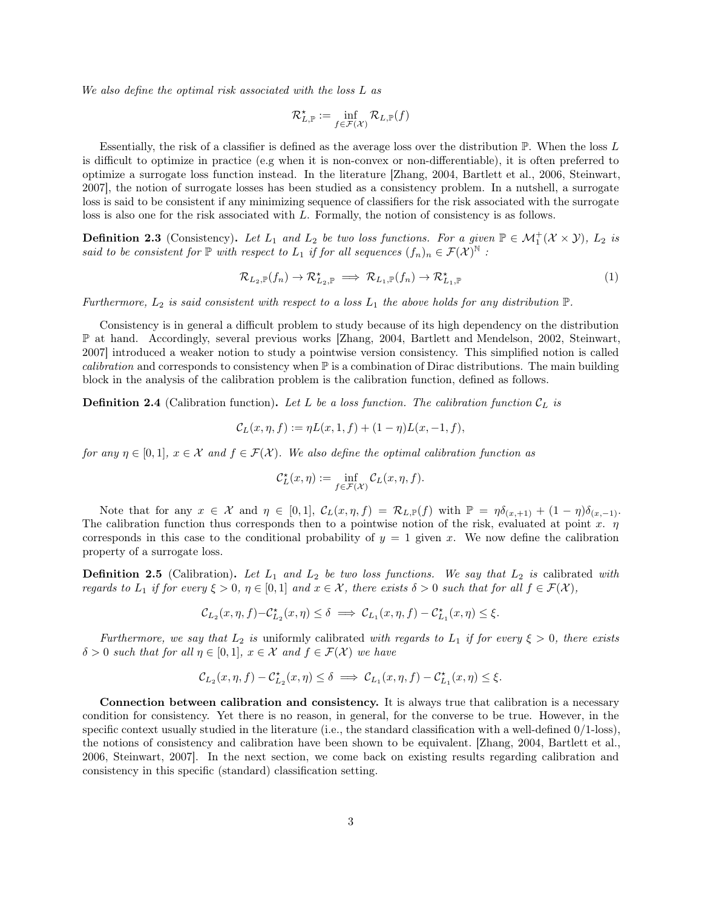*We also define the optimal risk associated with the loss $L$ as*

$$\mathcal{R}^\star_{L,\mathbb{P}} := \inf_{f \in \mathcal{F}(\mathcal{X})} \mathcal{R}_{L,\mathbb{P}}(f)$$

Essentially, the risk of a classifier is defined as the average loss over the distribution $\mathbb{P}$. When the loss $L$ is difficult to optimize in practice (e.g when it is non-convex or non-differentiable), it is often preferred to optimize a surrogate loss function instead. In the literature [Zhang, 2004, Bartlett et al., 2006, Steinwart, 2007], the notion of surrogate losses has been studied as a consistency problem. In a nutshell, a surrogate loss is said to be consistent if any minimizing sequence of classifiers for the risk associated with the surrogate loss is also one for the risk associated with $L$. Formally, the notion of consistency is as follows.

**Definition 2.3** (Consistency)**.** *Let $L_1$ and $L_2$ be two loss functions. For a given $\mathbb{P} \in \mathcal{M}_1^+(\mathcal{X} \times \mathcal{Y})$, $L_2$ is said to be consistent for $\mathbb{P}$ with respect to $L_1$ if for all sequences $(f_n)_n \in \mathcal{F}(\mathcal{X})^{\mathbb{N}}$ :*

$$\mathcal{R}_{L_2,\mathbb{P}}(f_n) \to \mathcal{R}^\star_{L_2,\mathbb{P}} \implies \mathcal{R}_{L_1,\mathbb{P}}(f_n) \to \mathcal{R}^\star_{L_1,\mathbb{P}} \tag{1}$$

*Furthermore, $L_2$ is said consistent with respect to a loss $L_1$ the above holds for any distribution $\mathbb{P}$.*

Consistency is in general a difficult problem to study because of its high dependency on the distribution $\mathbb{P}$ at hand. Accordingly, several previous works [Zhang, 2004, Bartlett and Mendelson, 2002, Steinwart, 2007] introduced a weaker notion to study a pointwise version consistency. This simplified notion is called *calibration* and corresponds to consistency when $\mathbb{P}$ is a combination of Dirac distributions. The main building block in the analysis of the calibration problem is the calibration function, defined as follows.

**Definition 2.4** (Calibration function)**.** *Let $L$ be a loss function. The calibration function $\mathcal{C}_L$ is*

$$\mathcal{C}_L(x, \eta, f) := \eta L(x, 1, f) + (1 - \eta) L(x, -1, f),$$

*for any $\eta \in [0, 1]$, $x \in \mathcal{X}$ and $f \in \mathcal{F}(\mathcal{X})$. We also define the optimal calibration function as*

$$\mathcal{C}^\star_L(x, \eta) := \inf_{f \in \mathcal{F}(\mathcal{X})} \mathcal{C}_L(x, \eta, f).$$

Note that for any $x \in \mathcal{X}$ and $\eta \in [0, 1]$, $\mathcal{C}_L(x, \eta, f) = \mathcal{R}_{L,\mathbb{P}}(f)$ with $\mathbb{P} = \eta\delta_{(x,+1)} + (1 - \eta)\delta_{(x,-1)}$. The calibration function thus corresponds then to a pointwise notion of the risk, evaluated at point $x$. $\eta$ corresponds in this case to the conditional probability of $y = 1$ given $x$. We now define the calibration property of a surrogate loss.

**Definition 2.5** (Calibration)**.** *Let $L_1$ and $L_2$ be two loss functions. We say that $L_2$ is* calibrated *with regards to $L_1$ if for every $\xi > 0$, $\eta \in [0, 1]$ and $x \in \mathcal{X}$, there exists $\delta > 0$ such that for all $f \in \mathcal{F}(\mathcal{X})$,*

$$\mathcal{C}_{L_2}(x, \eta, f) - \mathcal{C}^\star_{L_2}(x, \eta) \leq \delta \implies \mathcal{C}_{L_1}(x, \eta, f) - \mathcal{C}^\star_{L_1}(x, \eta) \leq \xi.$$

*Furthermore, we say that $L_2$ is* uniformly calibrated *with regards to $L_1$ if for every $\xi > 0$, there exists $\delta > 0$ such that for all $\eta \in [0, 1]$, $x \in \mathcal{X}$ and $f \in \mathcal{F}(\mathcal{X})$ we have*

$$\mathcal{C}_{L_2}(x, \eta, f) - \mathcal{C}^\star_{L_2}(x, \eta) \leq \delta \implies \mathcal{C}_{L_1}(x, \eta, f) - \mathcal{C}^\star_{L_1}(x, \eta) \leq \xi.$$

**Connection between calibration and consistency.** It is always true that calibration is a necessary condition for consistency. Yet there is no reason, in general, for the converse to be true. However, in the specific context usually studied in the literature (i.e., the standard classification with a well-defined 0/1-loss), the notions of consistency and calibration have been shown to be equivalent. [Zhang, 2004, Bartlett et al., 2006, Steinwart, 2007]. In the next section, we come back on existing results regarding calibration and consistency in this specific (standard) classification setting.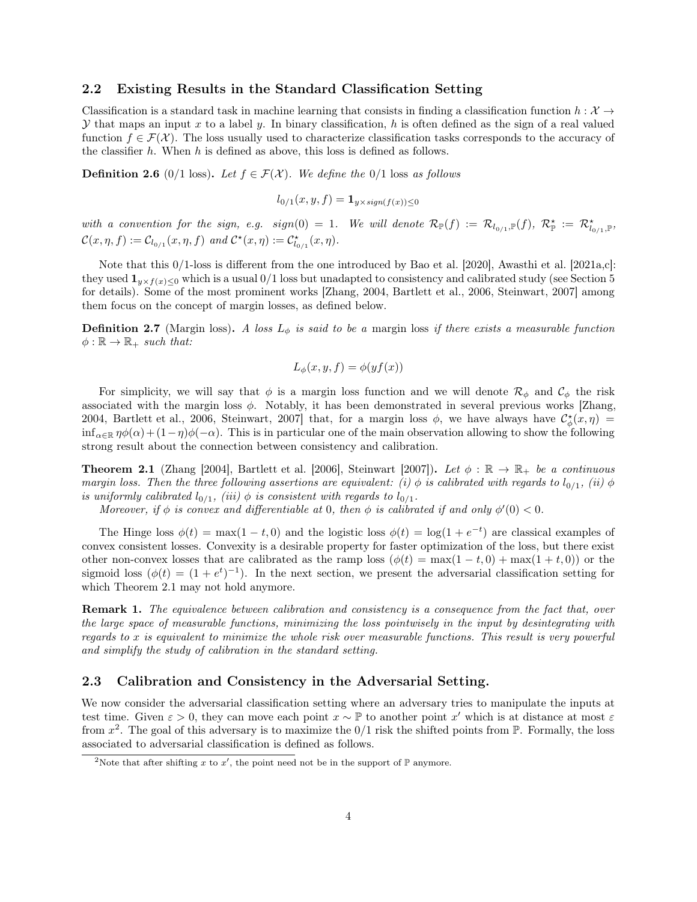## 2.2 Existing Results in the Standard Classification Setting

Classification is a standard task in machine learning that consists in finding a classification function $h : \mathcal{X} \to \mathcal{Y}$ that maps an input $x$ to a label $y$. In binary classification, $h$ is often defined as the sign of a real valued function $f \in \mathcal{F}(\mathcal{X})$. The loss usually used to characterize classification tasks corresponds to the accuracy of the classifier $h$. When $h$ is defined as above, this loss is defined as follows.

**Definition 2.6** (0/1 loss)**.** *Let $f \in \mathcal{F}(\mathcal{X})$. We define the* 0/1 loss *as follows*

$$l_{0/1}(x, y, f) = \mathbf{1}_{y \times sign(f(x)) \leq 0}$$

*with a convention for the sign, e.g. $sign(0) = 1$. We will denote $\mathcal{R}_{\mathbb{P}}(f) := \mathcal{R}_{l_{0/1},\mathbb{P}}(f)$, $\mathcal{R}^\star_{\mathbb{P}} := \mathcal{R}^\star_{l_{0/1},\mathbb{P}}$, $\mathcal{C}(x, \eta, f) := \mathcal{C}_{l_{0/1}}(x, \eta, f)$ and $\mathcal{C}^\star(x, \eta) := \mathcal{C}^\star_{l_{0/1}}(x, \eta)$.*

Note that this 0/1-loss is different from the one introduced by Bao et al. [2020], Awasthi et al. [2021a,c]: they used $\mathbf{1}_{y \times f(x) \leq 0}$ which is a usual 0/1 loss but unadapted to consistency and calibrated study (see Section 5 for details). Some of the most prominent works [Zhang, 2004, Bartlett et al., 2006, Steinwart, 2007] among them focus on the concept of margin losses, as defined below.

**Definition 2.7** (Margin loss)**.** *A loss $L_\phi$ is said to be a* margin loss *if there exists a measurable function $\phi : \mathbb{R} \to \mathbb{R}_+$ such that:*

$$L_\phi(x, y, f) = \phi(yf(x))$$

For simplicity, we will say that $\phi$ is a margin loss function and we will denote $\mathcal{R}_\phi$ and $\mathcal{C}_\phi$ the risk associated with the margin loss $\phi$. Notably, it has been demonstrated in several previous works [Zhang, 2004, Bartlett et al., 2006, Steinwart, 2007] that, for a margin loss $\phi$, we have always have $\mathcal{C}^\star_\phi(x, \eta) = \inf_{\alpha \in \mathbb{R}} \eta\phi(\alpha) + (1-\eta)\phi(-\alpha)$. This is in particular one of the main observation allowing to show the following strong result about the connection between consistency and calibration.

**Theorem 2.1** (Zhang [2004], Bartlett et al. [2006], Steinwart [2007])**.** *Let $\phi : \mathbb{R} \to \mathbb{R}_+$ be a continuous margin loss. Then the three following assertions are equivalent: (i) $\phi$ is calibrated with regards to $l_{0/1}$, (ii) $\phi$ is uniformly calibrated $l_{0/1}$, (iii) $\phi$ is consistent with regards to $l_{0/1}$.*

*Moreover, if $\phi$ is convex and differentiable at 0, then $\phi$ is calibrated if and only $\phi'(0) < 0$.*

The Hinge loss $\phi(t) = \max(1 - t, 0)$ and the logistic loss $\phi(t) = \log(1 + e^{-t})$ are classical examples of convex consistent losses. Convexity is a desirable property for faster optimization of the loss, but there exist other non-convex losses that are calibrated as the ramp loss ($\phi(t) = \max(1 - t, 0) + \max(1 + t, 0)$) or the sigmoid loss ($\phi(t) = (1 + e^t)^{-1}$). In the next section, we present the adversarial classification setting for which Theorem 2.1 may not hold anymore.

**Remark 1.** *The equivalence between calibration and consistency is a consequence from the fact that, over the large space of measurable functions, minimizing the loss pointwisely in the input by desintegrating with regards to $x$ is equivalent to minimize the whole risk over measurable functions. This result is very powerful and simplify the study of calibration in the standard setting.*

## 2.3 Calibration and Consistency in the Adversarial Setting.

We now consider the adversarial classification setting where an adversary tries to manipulate the inputs at test time. Given $\varepsilon > 0$, they can move each point $x \sim \mathbb{P}$ to another point $x'$ which is at distance at most $\varepsilon$ from $x$[2]. The goal of this adversary is to maximize the 0/1 risk the shifted points from $\mathbb{P}$. Formally, the loss associated to adversarial classification is defined as follows.

[2] Note that after shifting $x$ to $x'$, the point need not be in the support of $\mathbb{P}$ anymore.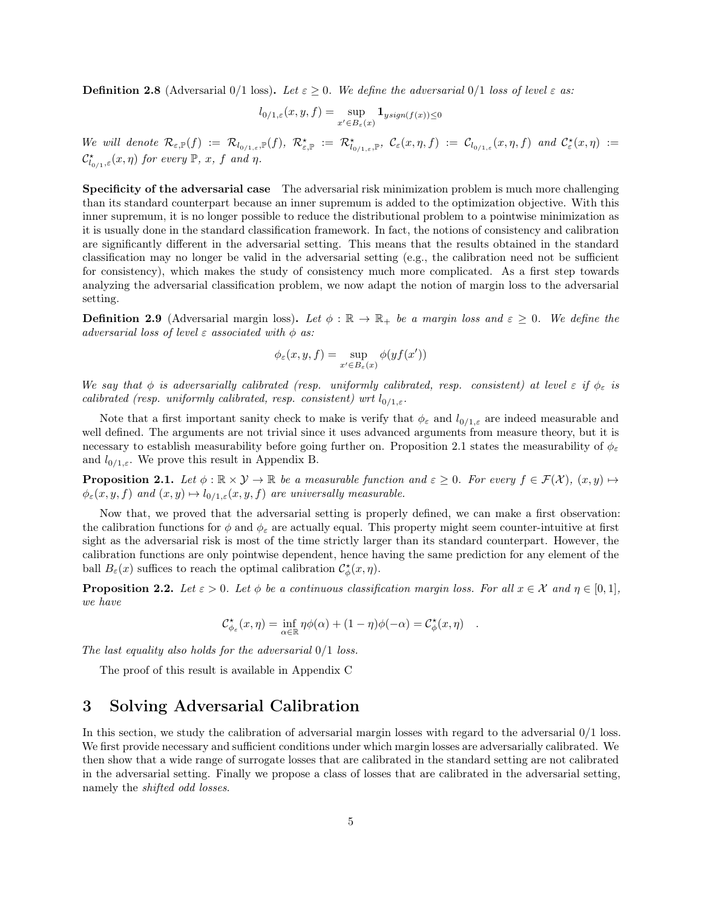**Definition 2.8** (Adversarial 0/1 loss)**.** *Let $\varepsilon \geq 0$. We define the adversarial 0/1 loss of level $\varepsilon$ as:*

$$l_{0/1,\varepsilon}(x, y, f) = \sup_{x' \in B_\varepsilon(x)} \mathbf{1}_{y sign(f(x)) \leq 0}$$

*We will denote $\mathcal{R}_{\varepsilon,\mathbb{P}}(f) := \mathcal{R}_{l_{0/1,\varepsilon},\mathbb{P}}(f)$, $\mathcal{R}^\star_{\varepsilon,\mathbb{P}} := \mathcal{R}^\star_{l_{0/1,\varepsilon},\mathbb{P}}$, $\mathcal{C}_\varepsilon(x, \eta, f) := \mathcal{C}_{l_{0/1,\varepsilon}}(x, \eta, f)$ and $\mathcal{C}^\star_\varepsilon(x, \eta) := \mathcal{C}^\star_{l_{0/1,\varepsilon}}(x, \eta)$ for every $\mathbb{P}$, $x$, $f$ and $\eta$.*

**Specificity of the adversarial case** The adversarial risk minimization problem is much more challenging than its standard counterpart because an inner supremum is added to the optimization objective. With this inner supremum, it is no longer possible to reduce the distributional problem to a pointwise minimization as it is usually done in the standard classification framework. In fact, the notions of consistency and calibration are significantly different in the adversarial setting. This means that the results obtained in the standard classification may no longer be valid in the adversarial setting (e.g., the calibration need not be sufficient for consistency), which makes the study of consistency much more complicated. As a first step towards analyzing the adversarial classification problem, we now adapt the notion of margin loss to the adversarial setting.

**Definition 2.9** (Adversarial margin loss)**.** *Let $\phi : \mathbb{R} \to \mathbb{R}_+$ be a margin loss and $\varepsilon \geq 0$. We define the adversarial loss of level $\varepsilon$ associated with $\phi$ as:*

$$\phi_\varepsilon(x, y, f) = \sup_{x' \in B_\varepsilon(x)} \phi(yf(x'))$$

*We say that $\phi$ is adversarially calibrated (resp. uniformly calibrated, resp. consistent) at level $\varepsilon$ if $\phi_\varepsilon$ is calibrated (resp. uniformly calibrated, resp. consistent) wrt $l_{0/1,\varepsilon}$.*

Note that a first important sanity check to make is verify that $\phi_\varepsilon$ and $l_{0/1,\varepsilon}$ are indeed measurable and well defined. The arguments are not trivial since it uses advanced arguments from measure theory, but it is necessary to establish measurability before going further on. Proposition 2.1 states the measurability of $\phi_\varepsilon$ and $l_{0/1,\varepsilon}$. We prove this result in Appendix B.

**Proposition 2.1.** *Let $\phi : \mathbb{R} \times \mathcal{Y} \to \mathbb{R}$ be a measurable function and $\varepsilon \geq 0$. For every $f \in \mathcal{F}(\mathcal{X})$, $(x, y) \mapsto \phi_\varepsilon(x, y, f)$ and $(x, y) \mapsto l_{0/1,\varepsilon}(x, y, f)$ are universally measurable.*

Now that, we proved that the adversarial setting is properly defined, we can make a first observation: the calibration functions for $\phi$ and $\phi_\varepsilon$ are actually equal. This property might seem counter-intuitive at first sight as the adversarial risk is most of the time strictly larger than its standard counterpart. However, the calibration functions are only pointwise dependent, hence having the same prediction for any element of the ball $B_\varepsilon(x)$ suffices to reach the optimal calibration $\mathcal{C}^\star_\phi(x, \eta)$.

**Proposition 2.2.** *Let $\varepsilon > 0$. Let $\phi$ be a continuous classification margin loss. For all $x \in \mathcal{X}$ and $\eta \in [0, 1]$, we have*

$$\mathcal{C}^\star_{\phi_\varepsilon}(x, \eta) = \inf_{\alpha \in \mathbb{R}} \eta\phi(\alpha) + (1 - \eta)\phi(-\alpha) = \mathcal{C}^\star_\phi(x, \eta) \quad .$$

*The last equality also holds for the adversarial 0/1 loss.*

The proof of this result is available in Appendix C

# 3 Solving Adversarial Calibration

In this section, we study the calibration of adversarial margin losses with regard to the adversarial 0/1 loss. We first provide necessary and sufficient conditions under which margin losses are adversarially calibrated. We then show that a wide range of surrogate losses that are calibrated in the standard setting are not calibrated in the adversarial setting. Finally we propose a class of losses that are calibrated in the adversarial setting, namely the *shifted odd losses*.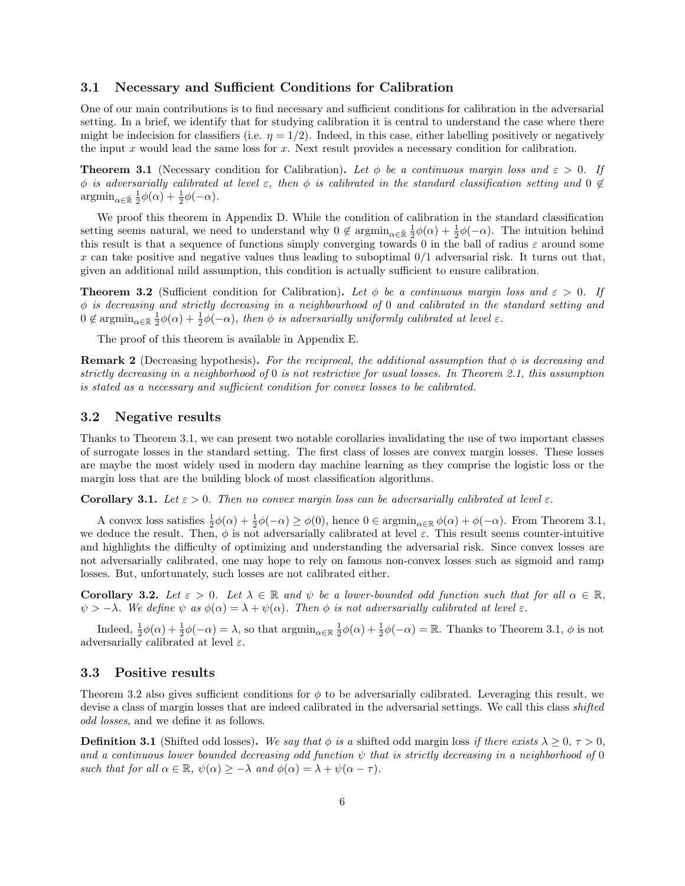### 3.1 Necessary and Sufficient Conditions for Calibration

One of our main contributions is to find necessary and sufficient conditions for calibration in the adversarial setting. In a brief, we identify that for studying calibration it is central to understand the case where there might be indecision for classifiers (i.e. $\eta = 1/2$). Indeed, in this case, either labelling positively or negatively the input $x$ would lead the same loss for $x$. Next result provides a necessary condition for calibration.

**Theorem 3.1** (Necessary condition for Calibration)**.** *Let $\phi$ be a continuous margin loss and $\varepsilon > 0$. If $\phi$ is adversarially calibrated at level $\varepsilon$, then $\phi$ is calibrated in the standard classification setting and $0 \notin \operatorname{argmin}_{\alpha \in \bar{\mathbb{R}}} \frac{1}{2}\phi(\alpha) + \frac{1}{2}\phi(-\alpha)$.*

We proof this theorem in Appendix D. While the condition of calibration in the standard classification setting seems natural, we need to understand why $0 \notin \operatorname{argmin}_{\alpha \in \bar{\mathbb{R}}} \frac{1}{2}\phi(\alpha) + \frac{1}{2}\phi(-\alpha)$. The intuition behind this result is that a sequence of functions simply converging towards 0 in the ball of radius $\varepsilon$ around some $x$ can take positive and negative values thus leading to suboptimal 0/1 adversarial risk. It turns out that, given an additional mild assumption, this condition is actually sufficient to ensure calibration.

**Theorem 3.2** (Sufficient condition for Calibration)**.** *Let $\phi$ be a continuous margin loss and $\varepsilon > 0$. If $\phi$ is decreasing and strictly decreasing in a neighbourhood of 0 and calibrated in the standard setting and $0 \notin \operatorname{argmin}_{\alpha \in \bar{\mathbb{R}}} \frac{1}{2}\phi(\alpha) + \frac{1}{2}\phi(-\alpha)$, then $\phi$ is adversarially uniformly calibrated at level $\varepsilon$.*

The proof of this theorem is available in Appendix E.

**Remark 2** (Decreasing hypothesis)**.** *For the reciprocal, the additional assumption that $\phi$ is decreasing and strictly decreasing in a neighborhood of 0 is not restrictive for usual losses. In Theorem 2.1, this assumption is stated as a necessary and sufficient condition for convex losses to be calibrated.*

### 3.2 Negative results

Thanks to Theorem 3.1, we can present two notable corollaries invalidating the use of two important classes of surrogate losses in the standard setting. The first class of losses are convex margin losses. These losses are maybe the most widely used in modern day machine learning as they comprise the logistic loss or the margin loss that are the building block of most classification algorithms.

**Corollary 3.1.** *Let $\varepsilon > 0$. Then no convex margin loss can be adversarially calibrated at level $\varepsilon$.*

A convex loss satisfies $\frac{1}{2}\phi(\alpha) + \frac{1}{2}\phi(-\alpha) \geq \phi(0)$, hence $0 \in \operatorname{argmin}_{\alpha \in \mathbb{R}} \phi(\alpha) + \phi(-\alpha)$. From Theorem 3.1, we deduce the result. Then, $\phi$ is not adversarially calibrated at level $\varepsilon$. This result seems counter-intuitive and highlights the difficulty of optimizing and understanding the adversarial risk. Since convex losses are not adversarially calibrated, one may hope to rely on famous non-convex losses such as sigmoid and ramp losses. But, unfortunately, such losses are not calibrated either.

**Corollary 3.2.** *Let $\varepsilon > 0$. Let $\lambda \in \mathbb{R}$ and $\psi$ be a lower-bounded odd function such that for all $\alpha \in \mathbb{R}$, $\psi > -\lambda$. We define $\psi$ as $\phi(\alpha) = \lambda + \psi(\alpha)$. Then $\phi$ is not adversarially calibrated at level $\varepsilon$.*

Indeed, $\frac{1}{2}\phi(\alpha) + \frac{1}{2}\phi(-\alpha) = \lambda$, so that $\operatorname{argmin}_{\alpha \in \mathbb{R}} \frac{1}{2}\phi(\alpha) + \frac{1}{2}\phi(-\alpha) = \mathbb{R}$. Thanks to Theorem 3.1, $\phi$ is not adversarially calibrated at level $\varepsilon$.

### 3.3 Positive results

Theorem 3.2 also gives sufficient conditions for $\phi$ to be adversarially calibrated. Leveraging this result, we devise a class of margin losses that are indeed calibrated in the adversarial settings. We call this class *shifted odd losses*, and we define it as follows.

**Definition 3.1** (Shifted odd losses)**.** *We say that $\phi$ is a* shifted odd margin loss *if there exists $\lambda \geq 0$, $\tau > 0$, and a continuous lower bounded decreasing odd function $\psi$ that is strictly decreasing in a neighborhood of 0 such that for all $\alpha \in \mathbb{R}$, $\psi(\alpha) \geq -\lambda$ and $\phi(\alpha) = \lambda + \psi(\alpha - \tau)$.*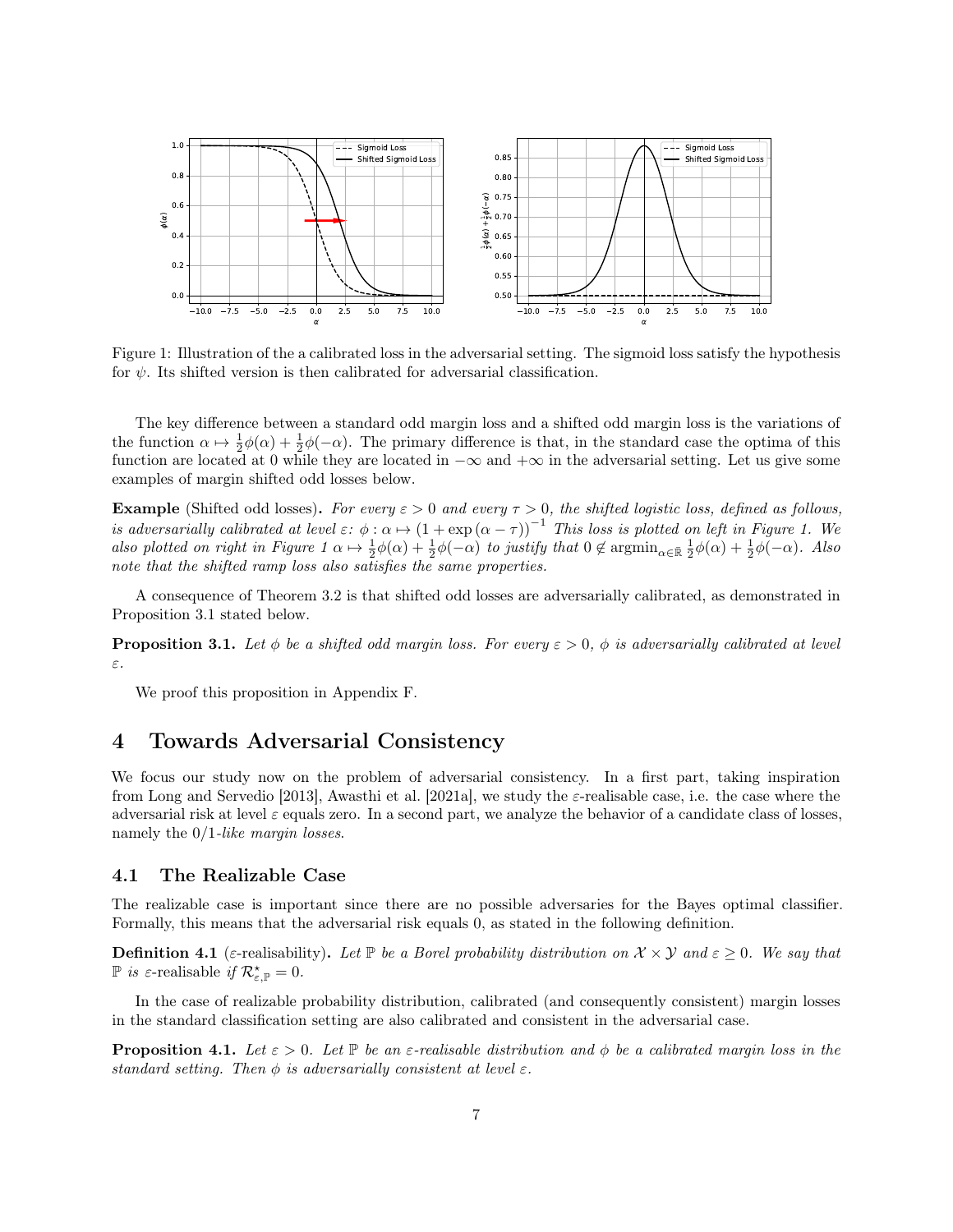Figure 1: Illustration of the a calibrated loss in the adversarial setting. The sigmoid loss satisfy the hypothesis for $\psi$. Its shifted version is then calibrated for adversarial classification.

The key difference between a standard odd margin loss and a shifted odd margin loss is the variations of the function $\alpha \mapsto \frac{1}{2}\phi(\alpha) + \frac{1}{2}\phi(-\alpha)$. The primary difference is that, in the standard case the optima of this function are located at 0 while they are located in $-\infty$ and $+\infty$ in the adversarial setting. Let us give some examples of margin shifted odd losses below.

**Example** (Shifted odd losses)**.** *For every $\varepsilon > 0$ and every $\tau > 0$, the shifted logistic loss, defined as follows, is adversarially calibrated at level $\varepsilon$: $\phi : \alpha \mapsto (1 + \exp(\alpha - \tau))^{-1}$ This loss is plotted on left in Figure 1. We also plotted on right in Figure 1 $\alpha \mapsto \frac{1}{2}\phi(\alpha) + \frac{1}{2}\phi(-\alpha)$ to justify that $0 \notin \operatorname{argmin}_{\alpha \in \bar{\mathbb{R}}} \frac{1}{2}\phi(\alpha) + \frac{1}{2}\phi(-\alpha)$. Also note that the shifted ramp loss also satisfies the same properties.*

A consequence of Theorem 3.2 is that shifted odd losses are adversarially calibrated, as demonstrated in Proposition 3.1 stated below.

**Proposition 3.1.** *Let $\phi$ be a shifted odd margin loss. For every $\varepsilon > 0$, $\phi$ is adversarially calibrated at level $\varepsilon$.*

We proof this proposition in Appendix F.

# 4 Towards Adversarial Consistency

We focus our study now on the problem of adversarial consistency. In a first part, taking inspiration from Long and Servedio [2013], Awasthi et al. [2021a], we study the $\varepsilon$-realisable case, i.e. the case where the adversarial risk at level $\varepsilon$ equals zero. In a second part, we analyze the behavior of a candidate class of losses, namely the *0/1-like margin losses*.

## 4.1 The Realizable Case

The realizable case is important since there are no possible adversaries for the Bayes optimal classifier. Formally, this means that the adversarial risk equals 0, as stated in the following definition.

**Definition 4.1** ($\varepsilon$-realisability)**.** *Let $\mathbb{P}$ be a Borel probability distribution on $\mathcal{X} \times \mathcal{Y}$ and $\varepsilon \geq 0$. We say that $\mathbb{P}$ is $\varepsilon$-realisable if $\mathcal{R}^{\star}_{\varepsilon,\mathbb{P}} = 0$.*

In the case of realizable probability distribution, calibrated (and consequently consistent) margin losses in the standard classification setting are also calibrated and consistent in the adversarial case.

**Proposition 4.1.** *Let $\varepsilon > 0$. Let $\mathbb{P}$ be an $\varepsilon$-realisable distribution and $\phi$ be a calibrated margin loss in the standard setting. Then $\phi$ is adversarially consistent at level $\varepsilon$.*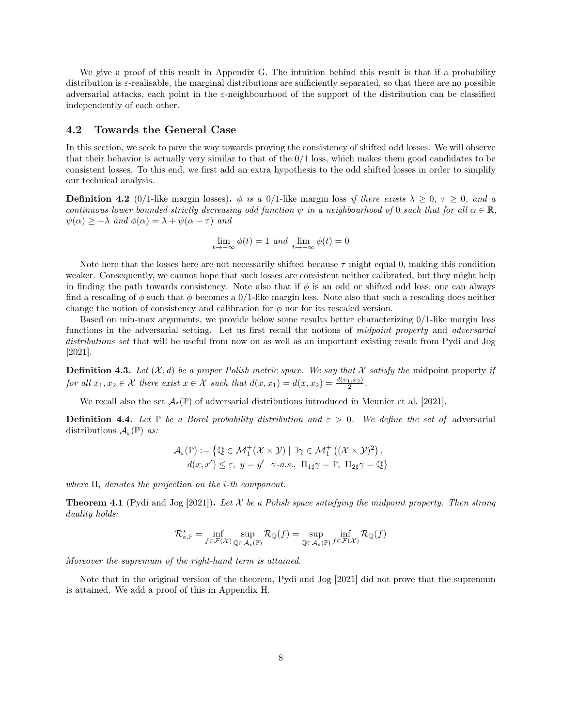We give a proof of this result in Appendix G. The intuition behind this result is that if a probability distribution is $\varepsilon$-realisable, the marginal distributions are sufficiently separated, so that there are no possible adversarial attacks, each point in the $\varepsilon$-neighbourhood of the support of the distribution can be classified independently of each other.

## 4.2 Towards the General Case

In this section, we seek to pave the way towards proving the consistency of shifted odd losses. We will observe that their behavior is actually very similar to that of the 0/1 loss, which makes them good candidates to be consistent losses. To this end, we first add an extra hypothesis to the odd shifted losses in order to simplify our technical analysis.

**Definition 4.2** (0/1-like margin losses)**.** *$\phi$ is a* 0/1-like margin loss *if there exists $\lambda \geq 0$, $\tau \geq 0$, and a continuous lower bounded strictly decreasing odd function $\psi$ in a neighbourhood of 0 such that for all $\alpha \in \mathbb{R}$, $\psi(\alpha) \geq -\lambda$ and $\phi(\alpha) = \lambda + \psi(\alpha - \tau)$ and*

$$\lim_{t \to -\infty} \phi(t) = 1 \text{ and } \lim_{t \to +\infty} \phi(t) = 0$$

Note here that the losses here are not necessarily shifted because $\tau$ might equal 0, making this condition weaker. Consequently, we cannot hope that such losses are consistent neither calibrated, but they might help in finding the path towards consistency. Note also that if $\phi$ is an odd or shifted odd loss, one can always find a rescaling of $\phi$ such that $\phi$ becomes a 0/1-like margin loss. Note also that such a rescaling does neither change the notion of consistency and calibration for $\phi$ nor for its rescaled version.

Based on min-max arguments, we provide below some results better characterizing 0/1-like margin loss functions in the adversarial setting. Let us first recall the notions of *midpoint property* and *adversarial distributions set* that will be useful from now on as well as an important existing result from Pydi and Jog [2021].

**Definition 4.3.** *Let $(\mathcal{X}, d)$ be a proper Polish metric space. We say that $\mathcal{X}$ satisfy the* midpoint property *if for all $x_1, x_2 \in \mathcal{X}$ there exist $x \in \mathcal{X}$ such that $d(x, x_1) = d(x, x_2) = \frac{d(x_1, x_2)}{2}$.*

We recall also the set $\mathcal{A}_\varepsilon(\mathbb{P})$ of adversarial distributions introduced in Meunier et al. [2021].

**Definition 4.4.** *Let $\mathbb{P}$ be a Borel probability distribution and $\varepsilon > 0$. We define the set of* adversarial distributions *$\mathcal{A}_\varepsilon(\mathbb{P})$ as:*

$$\mathcal{A}_\varepsilon(\mathbb{P}) := \left\{ \mathbb{Q} \in \mathcal{M}_1^+(\mathcal{X} \times \mathcal{Y}) \mid \exists \gamma \in \mathcal{M}_1^+\left((\mathcal{X} \times \mathcal{Y})^2\right), \right.$$
$$\left. d(x, x') \leq \varepsilon,\ y = y' \ \ \gamma\text{-a.s.},\ \Pi_{1\sharp}\gamma = \mathbb{P},\ \Pi_{2\sharp}\gamma = \mathbb{Q} \right\}$$

*where $\Pi_i$ denotes the projection on the $i$-th component.*

**Theorem 4.1** (Pydi and Jog [2021])**.** *Let $\mathcal{X}$ be a Polish space satisfying the midpoint property. Then strong duality holds:*

$$\mathcal{R}^\star_{\varepsilon,\mathbb{P}} = \inf_{f \in \mathcal{F}(\mathcal{X})} \sup_{\mathbb{Q} \in \mathcal{A}_\varepsilon(\mathbb{P})} \mathcal{R}_\mathbb{Q}(f) = \sup_{\mathbb{Q} \in \mathcal{A}_\varepsilon(\mathbb{P})} \inf_{f \in \mathcal{F}(\mathcal{X})} \mathcal{R}_\mathbb{Q}(f)$$

*Moreover the supremum of the right-hand term is attained.*

Note that in the original version of the theorem, Pydi and Jog [2021] did not prove that the supremum is attained. We add a proof of this in Appendix H.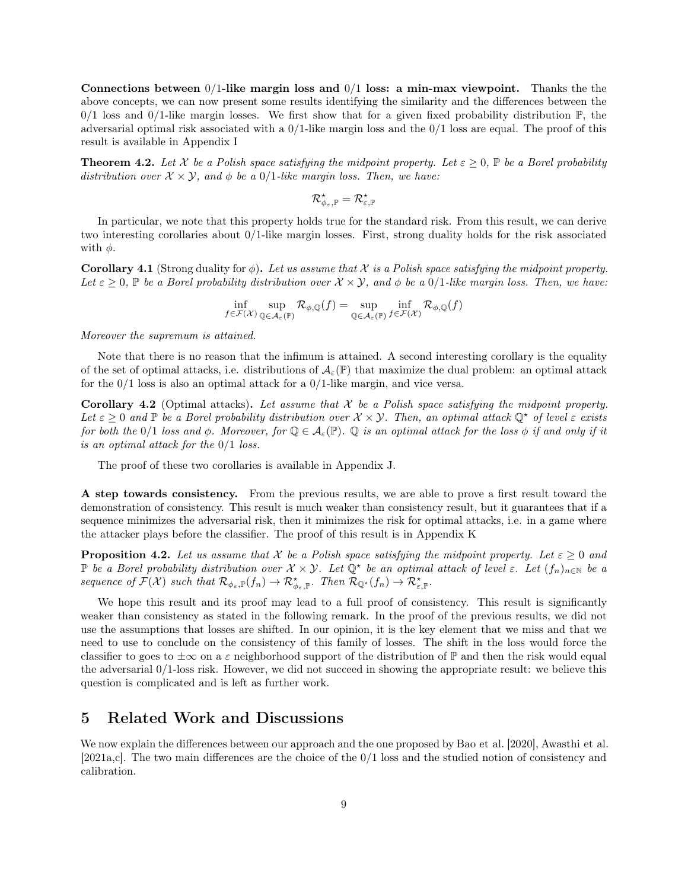**Connections between $0/1$-like margin loss and $0/1$ loss: a min-max viewpoint.** Thanks the the above concepts, we can now present some results identifying the similarity and the differences between the $0/1$ loss and $0/1$-like margin losses. We first show that for a given fixed probability distribution $\mathbb{P}$, the adversarial optimal risk associated with a $0/1$-like margin loss and the $0/1$ loss are equal. The proof of this result is available in Appendix I

**Theorem 4.2.** *Let $\mathcal{X}$ be a Polish space satisfying the midpoint property. Let $\varepsilon \geq 0$, $\mathbb{P}$ be a Borel probability distribution over $\mathcal{X} \times \mathcal{Y}$, and $\phi$ be a $0/1$-like margin loss. Then, we have:*

$$\mathcal{R}^{\star}_{\phi_\varepsilon,\mathbb{P}} = \mathcal{R}^{\star}_{\varepsilon,\mathbb{P}}$$

In particular, we note that this property holds true for the standard risk. From this result, we can derive two interesting corollaries about $0/1$-like margin losses. First, strong duality holds for the risk associated with $\phi$.

**Corollary 4.1** (Strong duality for $\phi$)**.** *Let us assume that $\mathcal{X}$ is a Polish space satisfying the midpoint property. Let $\varepsilon \geq 0$, $\mathbb{P}$ be a Borel probability distribution over $\mathcal{X} \times \mathcal{Y}$, and $\phi$ be a $0/1$-like margin loss. Then, we have:*

$$\inf_{f \in \mathcal{F}(\mathcal{X})} \sup_{\mathbb{Q} \in \mathcal{A}_\varepsilon(\mathbb{P})} \mathcal{R}_{\phi,\mathbb{Q}}(f) = \sup_{\mathbb{Q} \in \mathcal{A}_\varepsilon(\mathbb{P})} \inf_{f \in \mathcal{F}(\mathcal{X})} \mathcal{R}_{\phi,\mathbb{Q}}(f)$$

*Moreover the supremum is attained.*

Note that there is no reason that the infimum is attained. A second interesting corollary is the equality of the set of optimal attacks, i.e. distributions of $\mathcal{A}_\varepsilon(\mathbb{P})$ that maximize the dual problem: an optimal attack for the $0/1$ loss is also an optimal attack for a $0/1$-like margin, and vice versa.

**Corollary 4.2** (Optimal attacks)**.** *Let assume that $\mathcal{X}$ be a Polish space satisfying the midpoint property. Let $\varepsilon \geq 0$ and $\mathbb{P}$ be a Borel probability distribution over $\mathcal{X} \times \mathcal{Y}$. Then, an optimal attack $\mathbb{Q}^\star$ of level $\varepsilon$ exists for both the $0/1$ loss and $\phi$. Moreover, for $\mathbb{Q} \in \mathcal{A}_\varepsilon(\mathbb{P})$. $\mathbb{Q}$ is an optimal attack for the loss $\phi$ if and only if it is an optimal attack for the $0/1$ loss.*

The proof of these two corollaries is available in Appendix J.

**A step towards consistency.** From the previous results, we are able to prove a first result toward the demonstration of consistency. This result is much weaker than consistency result, but it guarantees that if a sequence minimizes the adversarial risk, then it minimizes the risk for optimal attacks, i.e. in a game where the attacker plays before the classifier. The proof of this result is in Appendix K

**Proposition 4.2.** *Let us assume that $\mathcal{X}$ be a Polish space satisfying the midpoint property. Let $\varepsilon \geq 0$ and $\mathbb{P}$ be a Borel probability distribution over $\mathcal{X} \times \mathcal{Y}$. Let $\mathbb{Q}^\star$ be an optimal attack of level $\varepsilon$. Let $(f_n)_{n\in\mathbb{N}}$ be a sequence of $\mathcal{F}(\mathcal{X})$ such that $\mathcal{R}_{\phi_\varepsilon,\mathbb{P}}(f_n) \to \mathcal{R}^{\star}_{\phi_\varepsilon,\mathbb{P}}$. Then $\mathcal{R}_{\mathbb{Q}^\star}(f_n) \to \mathcal{R}^{\star}_{\varepsilon,\mathbb{P}}$.*

We hope this result and its proof may lead to a full proof of consistency. This result is significantly weaker than consistency as stated in the following remark. In the proof of the previous results, we did not use the assumptions that losses are shifted. In our opinion, it is the key element that we miss and that we need to use to conclude on the consistency of this family of losses. The shift in the loss would force the classifier to goes to $\pm\infty$ on a $\varepsilon$ neighborhood support of the distribution of $\mathbb{P}$ and then the risk would equal the adversarial $0/1$-loss risk. However, we did not succeed in showing the appropriate result: we believe this question is complicated and is left as further work.

# 5 Related Work and Discussions

We now explain the differences between our approach and the one proposed by Bao et al. [2020], Awasthi et al. [2021a,c]. The two main differences are the choice of the $0/1$ loss and the studied notion of consistency and calibration.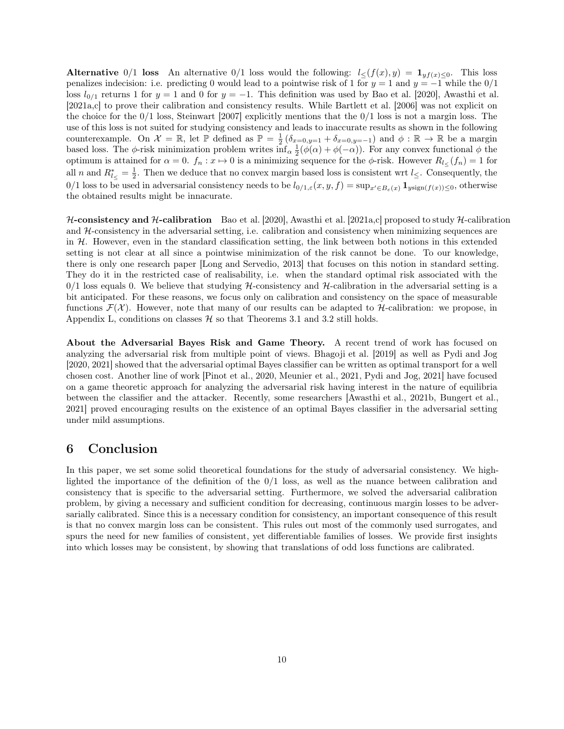**Alternative 0/1 loss** An alternative 0/1 loss would the following: $l_{\leq}(f(x), y) = \mathbf{1}_{yf(x)\leq 0}$. This loss penalizes indecision: i.e. predicting 0 would lead to a pointwise risk of 1 for $y = 1$ and $y = -1$ while the 0/1 loss $l_{0/1}$ returns 1 for $y = 1$ and 0 for $y = -1$. This definition was used by Bao et al. [2020], Awasthi et al. [2021a,c] to prove their calibration and consistency results. While Bartlett et al. [2006] was not explicit on the choice for the 0/1 loss, Steinwart [2007] explicitly mentions that the 0/1 loss is not a margin loss. The use of this loss is not suited for studying consistency and leads to inaccurate results as shown in the following counterexample. On $\mathcal{X} = \mathbb{R}$, let $\mathbb{P}$ defined as $\mathbb{P} = \frac{1}{2}(\delta_{x=0,y=1} + \delta_{x=0,y=-1})$ and $\phi : \mathbb{R} \to \mathbb{R}$ be a margin based loss. The $\phi$-risk minimization problem writes $\inf_\alpha \frac{1}{2}(\phi(\alpha) + \phi(-\alpha))$. For any convex functional $\phi$ the optimum is attained for $\alpha = 0$. $f_n : x \mapsto 0$ is a minimizing sequence for the $\phi$-risk. However $R_{l_{\leq}}(f_n) = 1$ for all $n$ and $R^*_{l_{\leq}} = \frac{1}{2}$. Then we deduce that no convex margin based loss is consistent wrt $l_{\leq}$. Consequently, the 0/1 loss to be used in adversarial consistency needs to be $l_{0/1,\varepsilon}(x, y, f) = \sup_{x' \in B_\varepsilon(x)} \mathbf{1}_{y\,\mathrm{sign}(f(x))\leq 0}$, otherwise the obtained results might be innacurate.

**$\mathcal{H}$-consistency and $\mathcal{H}$-calibration** Bao et al. [2020], Awasthi et al. [2021a,c] proposed to study $\mathcal{H}$-calibration and $\mathcal{H}$-consistency in the adversarial setting, i.e. calibration and consistency when minimizing sequences are in $\mathcal{H}$. However, even in the standard classification setting, the link between both notions in this extended setting is not clear at all since a pointwise minimization of the risk cannot be done. To our knowledge, there is only one research paper [Long and Servedio, 2013] that focuses on this notion in standard setting. They do it in the restricted case of realisability, i.e. when the standard optimal risk associated with the 0/1 loss equals 0. We believe that studying $\mathcal{H}$-consistency and $\mathcal{H}$-calibration in the adversarial setting is a bit anticipated. For these reasons, we focus only on calibration and consistency on the space of measurable functions $\mathcal{F}(\mathcal{X})$. However, note that many of our results can be adapted to $\mathcal{H}$-calibration: we propose, in Appendix L, conditions on classes $\mathcal{H}$ so that Theorems 3.1 and 3.2 still holds.

**About the Adversarial Bayes Risk and Game Theory.** A recent trend of work has focused on analyzing the adversarial risk from multiple point of views. Bhagoji et al. [2019] as well as Pydi and Jog [2020, 2021] showed that the adversarial optimal Bayes classifier can be written as optimal transport for a well chosen cost. Another line of work [Pinot et al., 2020, Meunier et al., 2021, Pydi and Jog, 2021] have focused on a game theoretic approach for analyzing the adversarial risk having interest in the nature of equilibria between the classifier and the attacker. Recently, some researchers [Awasthi et al., 2021b, Bungert et al., 2021] proved encouraging results on the existence of an optimal Bayes classifier in the adversarial setting under mild assumptions.

# 6 Conclusion

In this paper, we set some solid theoretical foundations for the study of adversarial consistency. We highlighted the importance of the definition of the 0/1 loss, as well as the nuance between calibration and consistency that is specific to the adversarial setting. Furthermore, we solved the adversarial calibration problem, by giving a necessary and sufficient condition for decreasing, continuous margin losses to be adversarially calibrated. Since this is a necessary condition for consistency, an important consequence of this result is that no convex margin loss can be consistent. This rules out most of the commonly used surrogates, and spurs the need for new families of consistent, yet differentiable families of losses. We provide first insights into which losses may be consistent, by showing that translations of odd loss functions are calibrated.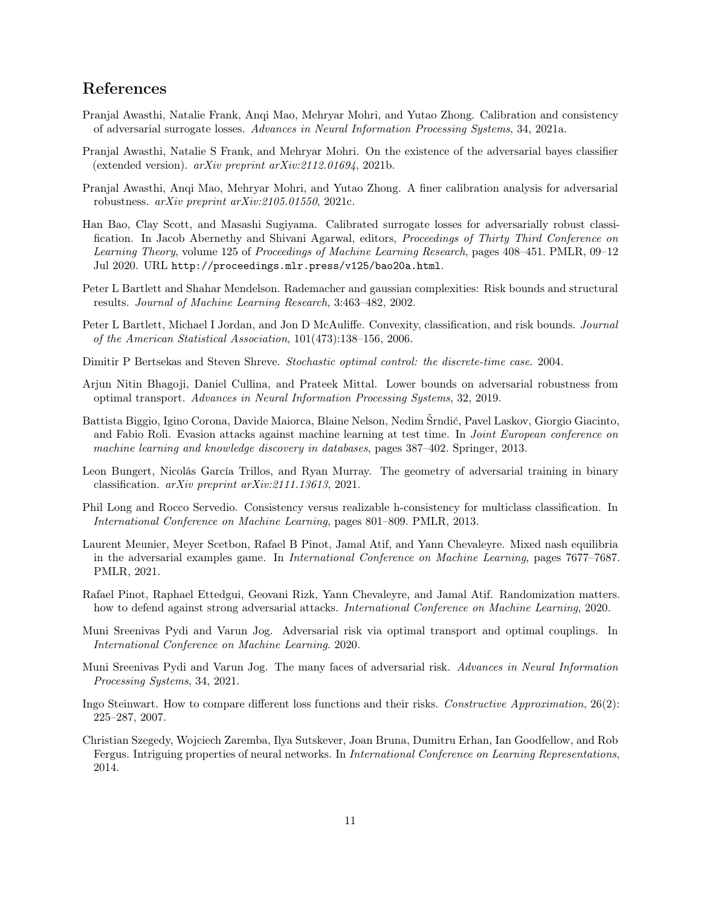## References

Pranjal Awasthi, Natalie Frank, Anqi Mao, Mehryar Mohri, and Yutao Zhong. Calibration and consistency of adversarial surrogate losses. *Advances in Neural Information Processing Systems*, 34, 2021a.

Pranjal Awasthi, Natalie S Frank, and Mehryar Mohri. On the existence of the adversarial bayes classifier (extended version). *arXiv preprint arXiv:2112.01694*, 2021b.

Pranjal Awasthi, Anqi Mao, Mehryar Mohri, and Yutao Zhong. A finer calibration analysis for adversarial robustness. *arXiv preprint arXiv:2105.01550*, 2021c.

Han Bao, Clay Scott, and Masashi Sugiyama. Calibrated surrogate losses for adversarially robust classification. In Jacob Abernethy and Shivani Agarwal, editors, *Proceedings of Thirty Third Conference on Learning Theory*, volume 125 of *Proceedings of Machine Learning Research*, pages 408–451. PMLR, 09–12 Jul 2020. URL `http://proceedings.mlr.press/v125/bao20a.html`.

Peter L Bartlett and Shahar Mendelson. Rademacher and gaussian complexities: Risk bounds and structural results. *Journal of Machine Learning Research*, 3:463–482, 2002.

Peter L Bartlett, Michael I Jordan, and Jon D McAuliffe. Convexity, classification, and risk bounds. *Journal of the American Statistical Association*, 101(473):138–156, 2006.

Dimitir P Bertsekas and Steven Shreve. *Stochastic optimal control: the discrete-time case*. 2004.

Arjun Nitin Bhagoji, Daniel Cullina, and Prateek Mittal. Lower bounds on adversarial robustness from optimal transport. *Advances in Neural Information Processing Systems*, 32, 2019.

Battista Biggio, Igino Corona, Davide Maiorca, Blaine Nelson, Nedim Šrndić, Pavel Laskov, Giorgio Giacinto, and Fabio Roli. Evasion attacks against machine learning at test time. In *Joint European conference on machine learning and knowledge discovery in databases*, pages 387–402. Springer, 2013.

Leon Bungert, Nicolás García Trillos, and Ryan Murray. The geometry of adversarial training in binary classification. *arXiv preprint arXiv:2111.13613*, 2021.

Phil Long and Rocco Servedio. Consistency versus realizable h-consistency for multiclass classification. In *International Conference on Machine Learning*, pages 801–809. PMLR, 2013.

Laurent Meunier, Meyer Scetbon, Rafael B Pinot, Jamal Atif, and Yann Chevaleyre. Mixed nash equilibria in the adversarial examples game. In *International Conference on Machine Learning*, pages 7677–7687. PMLR, 2021.

Rafael Pinot, Raphael Ettedgui, Geovani Rizk, Yann Chevaleyre, and Jamal Atif. Randomization matters. how to defend against strong adversarial attacks. *International Conference on Machine Learning*, 2020.

Muni Sreenivas Pydi and Varun Jog. Adversarial risk via optimal transport and optimal couplings. In *International Conference on Machine Learning*. 2020.

Muni Sreenivas Pydi and Varun Jog. The many faces of adversarial risk. *Advances in Neural Information Processing Systems*, 34, 2021.

Ingo Steinwart. How to compare different loss functions and their risks. *Constructive Approximation*, 26(2): 225–287, 2007.

Christian Szegedy, Wojciech Zaremba, Ilya Sutskever, Joan Bruna, Dumitru Erhan, Ian Goodfellow, and Rob Fergus. Intriguing properties of neural networks. In *International Conference on Learning Representations*, 2014.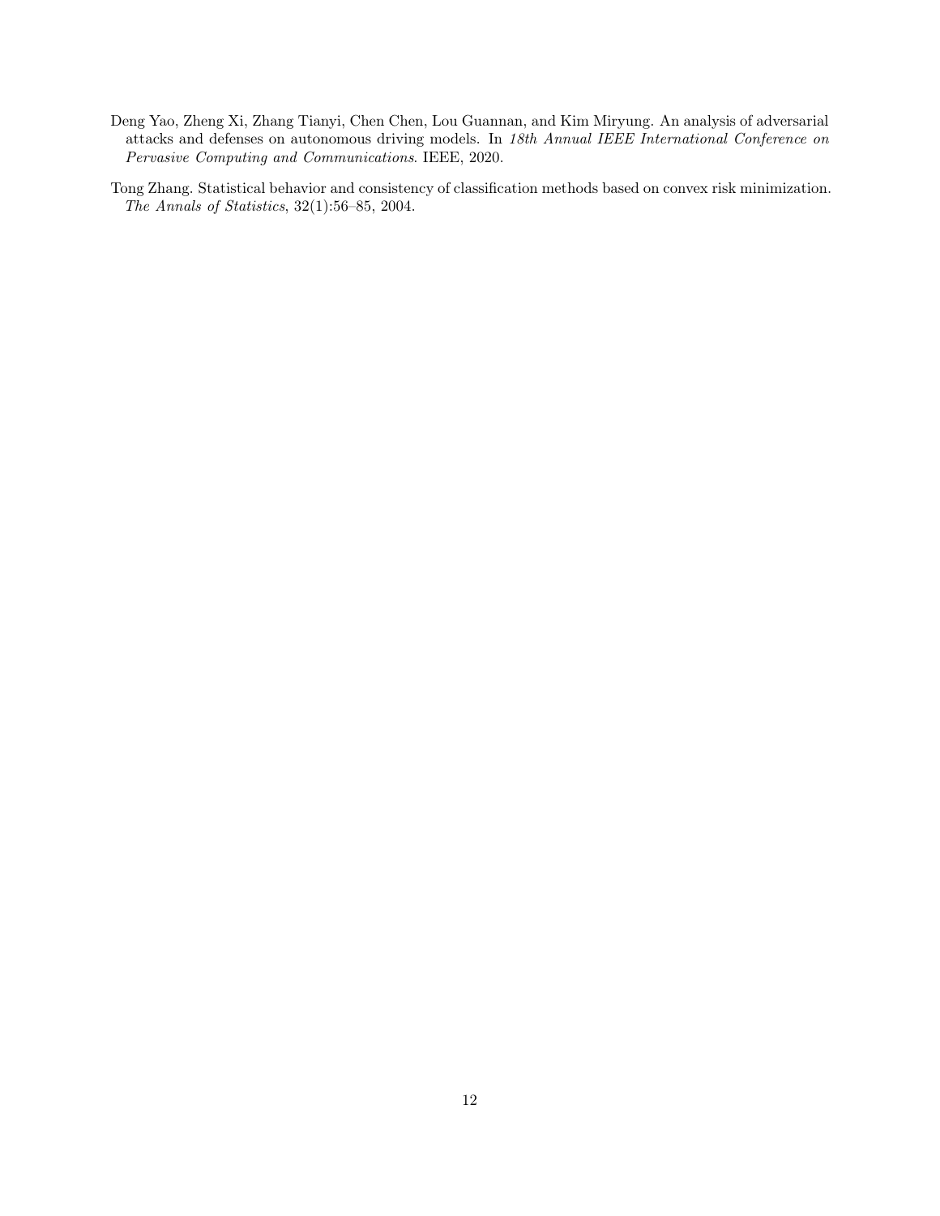Deng Yao, Zheng Xi, Zhang Tianyi, Chen Chen, Lou Guannan, and Kim Miryung. An analysis of adversarial attacks and defenses on autonomous driving models. In *18th Annual IEEE International Conference on Pervasive Computing and Communications*. IEEE, 2020.

Tong Zhang. Statistical behavior and consistency of classification methods based on convex risk minimization. *The Annals of Statistics*, 32(1):56–85, 2004.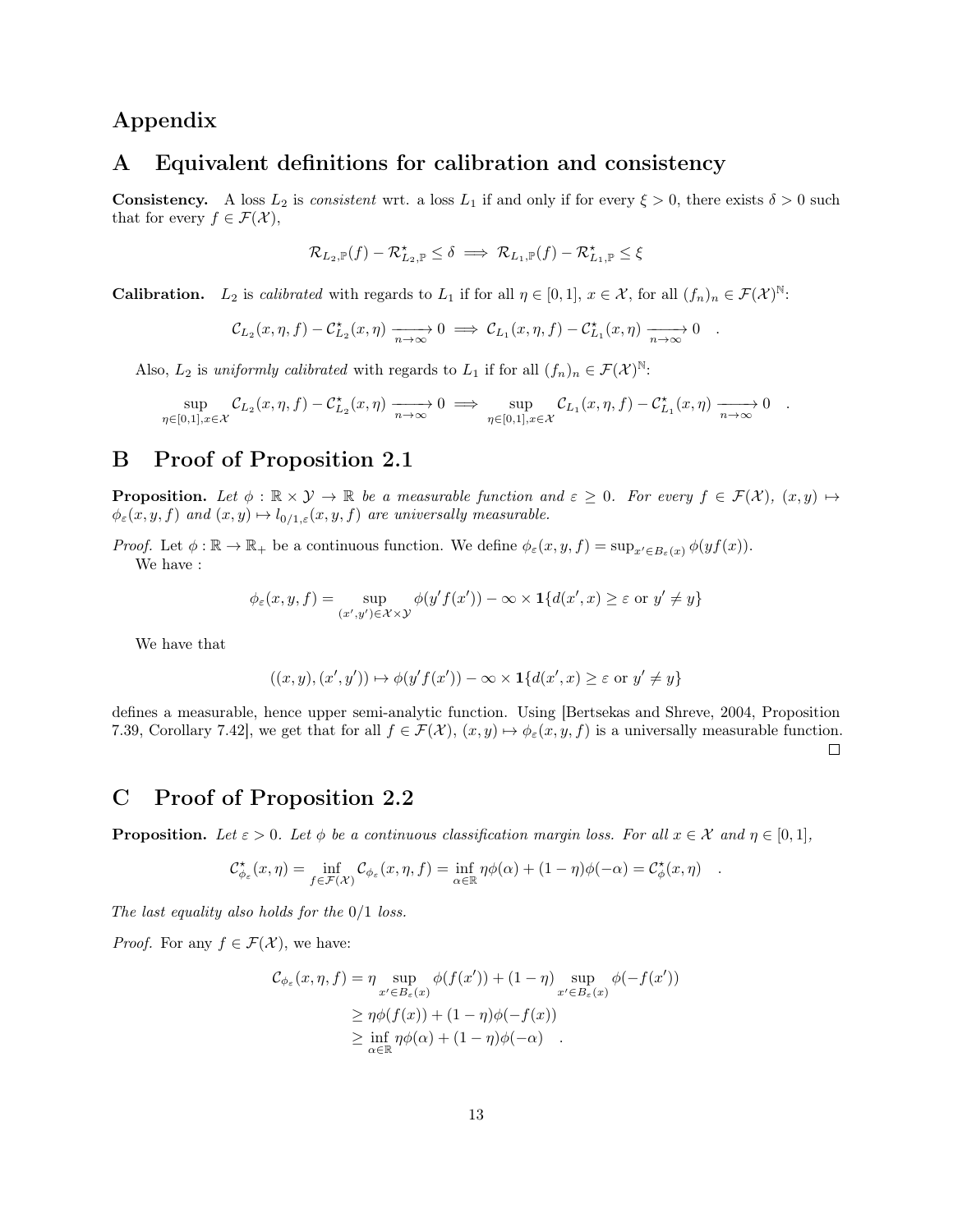# Appendix

## A Equivalent definitions for calibration and consistency

**Consistency.** A loss $L_2$ is *consistent* wrt. a loss $L_1$ if and only if for every $\xi > 0$, there exists $\delta > 0$ such that for every $f \in \mathcal{F}(\mathcal{X})$,

$$\mathcal{R}_{L_2,\mathbb{P}}(f) - \mathcal{R}^\star_{L_2,\mathbb{P}} \leq \delta \implies \mathcal{R}_{L_1,\mathbb{P}}(f) - \mathcal{R}^\star_{L_1,\mathbb{P}} \leq \xi$$

**Calibration.** $L_2$ is *calibrated* with regards to $L_1$ if for all $\eta \in [0,1]$, $x \in \mathcal{X}$, for all $(f_n)_n \in \mathcal{F}(\mathcal{X})^\mathbb{N}$:

$$\mathcal{C}_{L_2}(x,\eta,f) - \mathcal{C}^\star_{L_2}(x,\eta) \xrightarrow[n\to\infty]{} 0 \implies \mathcal{C}_{L_1}(x,\eta,f) - \mathcal{C}^\star_{L_1}(x,\eta) \xrightarrow[n\to\infty]{} 0 \quad .$$

Also, $L_2$ is *uniformly calibrated* with regards to $L_1$ if for all $(f_n)_n \in \mathcal{F}(\mathcal{X})^\mathbb{N}$:

$$\sup_{\eta\in[0,1],x\in\mathcal{X}} \mathcal{C}_{L_2}(x,\eta,f) - \mathcal{C}^\star_{L_2}(x,\eta) \xrightarrow[n\to\infty]{} 0 \implies \sup_{\eta\in[0,1],x\in\mathcal{X}} \mathcal{C}_{L_1}(x,\eta,f) - \mathcal{C}^\star_{L_1}(x,\eta) \xrightarrow[n\to\infty]{} 0 \quad .$$

## B Proof of Proposition 2.1

**Proposition.** *Let $\phi : \mathbb{R} \times \mathcal{Y} \to \mathbb{R}$ be a measurable function and $\varepsilon \geq 0$. For every $f \in \mathcal{F}(\mathcal{X})$, $(x,y) \mapsto \phi_\varepsilon(x,y,f)$ and $(x,y) \mapsto l_{0/1,\varepsilon}(x,y,f)$ are universally measurable.*

*Proof.* Let $\phi : \mathbb{R} \to \mathbb{R}_+$ be a continuous function. We define $\phi_\varepsilon(x,y,f) = \sup_{x'\in B_\varepsilon(x)} \phi(yf(x))$.

We have :

$$\phi_\varepsilon(x,y,f) = \sup_{(x',y')\in\mathcal{X}\times\mathcal{Y}} \phi(y'f(x')) - \infty \times \mathbf{1}\{d(x',x) \geq \varepsilon \text{ or } y' \neq y\}$$

We have that

$$((x,y),(x',y')) \mapsto \phi(y'f(x')) - \infty \times \mathbf{1}\{d(x',x) \geq \varepsilon \text{ or } y' \neq y\}$$

defines a measurable, hence upper semi-analytic function. Using [Bertsekas and Shreve, 2004, Proposition 7.39, Corollary 7.42], we get that for all $f \in \mathcal{F}(\mathcal{X})$, $(x,y) \mapsto \phi_\varepsilon(x,y,f)$ is a universally measurable function. $\square$

## C Proof of Proposition 2.2

**Proposition.** *Let $\varepsilon > 0$. Let $\phi$ be a continuous classification margin loss. For all $x \in \mathcal{X}$ and $\eta \in [0,1]$,*

$$\mathcal{C}^\star_{\phi_\varepsilon}(x,\eta) = \inf_{f\in\mathcal{F}(\mathcal{X})} \mathcal{C}_{\phi_\varepsilon}(x,\eta,f) = \inf_{\alpha\in\mathbb{R}} \eta\phi(\alpha) + (1-\eta)\phi(-\alpha) = \mathcal{C}^\star_\phi(x,\eta) \quad .$$

*The last equality also holds for the 0/1 loss.*

*Proof.* For any $f \in \mathcal{F}(\mathcal{X})$, we have:

$$\begin{aligned}
\mathcal{C}_{\phi_\varepsilon}(x,\eta,f) &= \eta \sup_{x'\in B_\varepsilon(x)} \phi(f(x')) + (1-\eta) \sup_{x'\in B_\varepsilon(x)} \phi(-f(x')) \\
&\geq \eta\phi(f(x)) + (1-\eta)\phi(-f(x)) \\
&\geq \inf_{\alpha\in\mathbb{R}} \eta\phi(\alpha) + (1-\eta)\phi(-\alpha) \quad .
\end{aligned}$$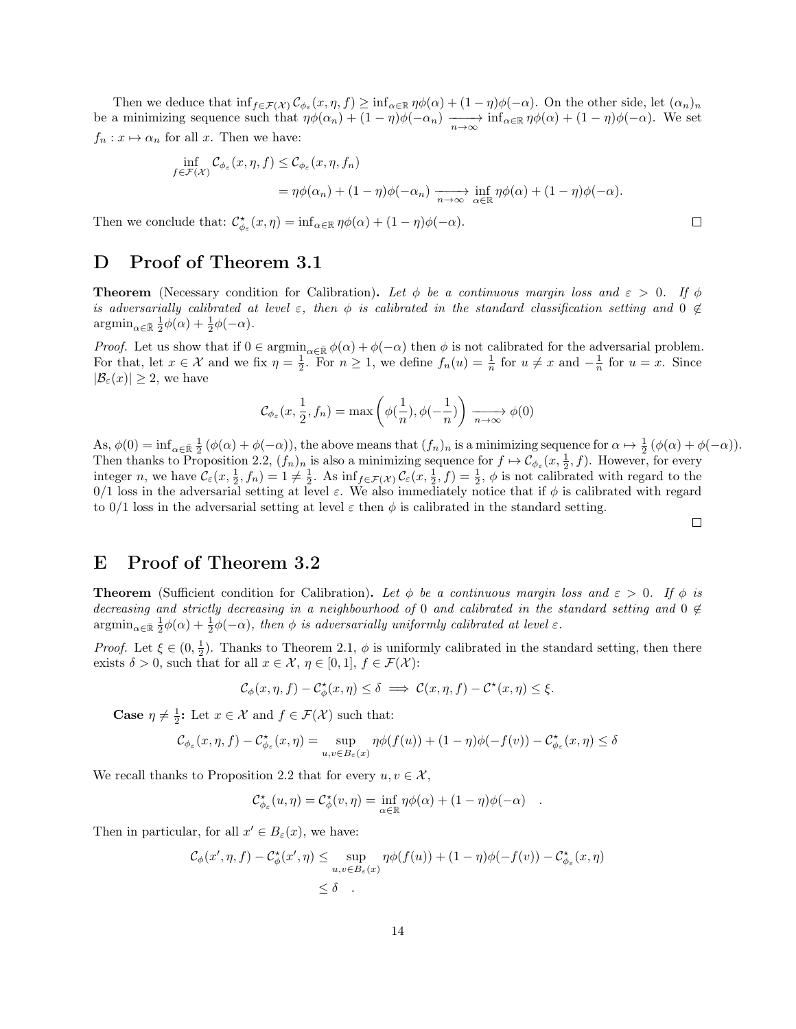Then we deduce that $\inf_{f\in\mathcal{F}(\mathcal{X})} \mathcal{C}_{\phi_\varepsilon}(x,\eta,f) \geq \inf_{\alpha\in\mathbb{R}} \eta\phi(\alpha) + (1-\eta)\phi(-\alpha)$. On the other side, let $(\alpha_n)_n$ be a minimizing sequence such that $\eta\phi(\alpha_n) + (1-\eta)\phi(-\alpha_n) \xrightarrow[n\to\infty]{} \inf_{\alpha\in\mathbb{R}} \eta\phi(\alpha) + (1-\eta)\phi(-\alpha)$. We set $f_n : x \mapsto \alpha_n$ for all $x$. Then we have:

$$\inf_{f\in\mathcal{F}(\mathcal{X})} \mathcal{C}_{\phi_\varepsilon}(x,\eta,f) \leq \mathcal{C}_{\phi_\varepsilon}(x,\eta,f_n)$$
$$= \eta\phi(\alpha_n) + (1-\eta)\phi(-\alpha_n) \xrightarrow[n\to\infty]{} \inf_{\alpha\in\mathbb{R}} \eta\phi(\alpha) + (1-\eta)\phi(-\alpha).$$

Then we conclude that: $\mathcal{C}^\star_{\phi_\varepsilon}(x,\eta) = \inf_{\alpha\in\mathbb{R}} \eta\phi(\alpha) + (1-\eta)\phi(-\alpha)$. ◻

# D Proof of Theorem 3.1

**Theorem** (Necessary condition for Calibration)**.** *Let $\phi$ be a continuous margin loss and $\varepsilon > 0$. If $\phi$ is adversarially calibrated at level $\varepsilon$, then $\phi$ is calibrated in the standard classification setting and $0 \notin \operatorname{argmin}_{\alpha\in\bar{\mathbb{R}}} \frac{1}{2}\phi(\alpha) + \frac{1}{2}\phi(-\alpha)$.*

*Proof.* Let us show that if $0 \in \operatorname{argmin}_{\alpha\in\bar{\mathbb{R}}} \phi(\alpha) + \phi(-\alpha)$ then $\phi$ is not calibrated for the adversarial problem. For that, let $x \in \mathcal{X}$ and we fix $\eta = \frac{1}{2}$. For $n \geq 1$, we define $f_n(u) = \frac{1}{n}$ for $u \neq x$ and $-\frac{1}{n}$ for $u = x$. Since $|\mathcal{B}_\varepsilon(x)| \geq 2$, we have

$$\mathcal{C}_{\phi_\varepsilon}(x, \frac{1}{2}, f_n) = \max\left(\phi(\frac{1}{n}), \phi(-\frac{1}{n})\right) \xrightarrow[n\to\infty]{} \phi(0)$$

As, $\phi(0) = \inf_{\alpha\in\bar{\mathbb{R}}} \frac{1}{2}(\phi(\alpha) + \phi(-\alpha))$, the above means that $(f_n)_n$ is a minimizing sequence for $\alpha \mapsto \frac{1}{2}(\phi(\alpha) + \phi(-\alpha))$. Then thanks to Proposition 2.2, $(f_n)_n$ is also a minimizing sequence for $f \mapsto \mathcal{C}_{\phi_\varepsilon}(x, \frac{1}{2}, f)$. However, for every integer $n$, we have $\mathcal{C}_\varepsilon(x, \frac{1}{2}, f_n) = 1 \neq \frac{1}{2}$. As $\inf_{f\in\mathcal{F}(\mathcal{X})} \mathcal{C}_\varepsilon(x, \frac{1}{2}, f) = \frac{1}{2}$, $\phi$ is not calibrated with regard to the 0/1 loss in the adversarial setting at level $\varepsilon$. We also immediately notice that if $\phi$ is calibrated with regard to 0/1 loss in the adversarial setting at level $\varepsilon$ then $\phi$ is calibrated in the standard setting. ◻

# E Proof of Theorem 3.2

**Theorem** (Sufficient condition for Calibration)**.** *Let $\phi$ be a continuous margin loss and $\varepsilon > 0$. If $\phi$ is decreasing and strictly decreasing in a neighbourhood of 0 and calibrated in the standard setting and $0 \notin \operatorname{argmin}_{\alpha\in\bar{\mathbb{R}}} \frac{1}{2}\phi(\alpha) + \frac{1}{2}\phi(-\alpha)$, then $\phi$ is adversarially uniformly calibrated at level $\varepsilon$.*

*Proof.* Let $\xi \in (0, \frac{1}{2})$. Thanks to Theorem 2.1, $\phi$ is uniformly calibrated in the standard setting, then there exists $\delta > 0$, such that for all $x \in \mathcal{X}$, $\eta \in [0,1]$, $f \in \mathcal{F}(\mathcal{X})$:

$$\mathcal{C}_\phi(x,\eta,f) - \mathcal{C}^\star_\phi(x,\eta) \leq \delta \implies \mathcal{C}(x,\eta,f) - \mathcal{C}^\star(x,\eta) \leq \xi.$$

**Case $\eta \neq \frac{1}{2}$:** Let $x \in \mathcal{X}$ and $f \in \mathcal{F}(\mathcal{X})$ such that:

$$\mathcal{C}_{\phi_\varepsilon}(x,\eta,f) - \mathcal{C}^\star_{\phi_\varepsilon}(x,\eta) = \sup_{u,v\in B_\varepsilon(x)} \eta\phi(f(u)) + (1-\eta)\phi(-f(v)) - \mathcal{C}^\star_{\phi_\varepsilon}(x,\eta) \leq \delta$$

We recall thanks to Proposition 2.2 that for every $u, v \in \mathcal{X}$,

$$\mathcal{C}^\star_{\phi_\varepsilon}(u,\eta) = \mathcal{C}^\star_\phi(v,\eta) = \inf_{\alpha\in\mathbb{R}} \eta\phi(\alpha) + (1-\eta)\phi(-\alpha) \quad .$$

Then in particular, for all $x' \in B_\varepsilon(x)$, we have:

$$\mathcal{C}_\phi(x',\eta,f) - \mathcal{C}^\star_\phi(x',\eta) \leq \sup_{u,v\in B_\varepsilon(x)} \eta\phi(f(u)) + (1-\eta)\phi(-f(v)) - \mathcal{C}^\star_{\phi_\varepsilon}(x,\eta)$$
$$\leq \delta \quad .$$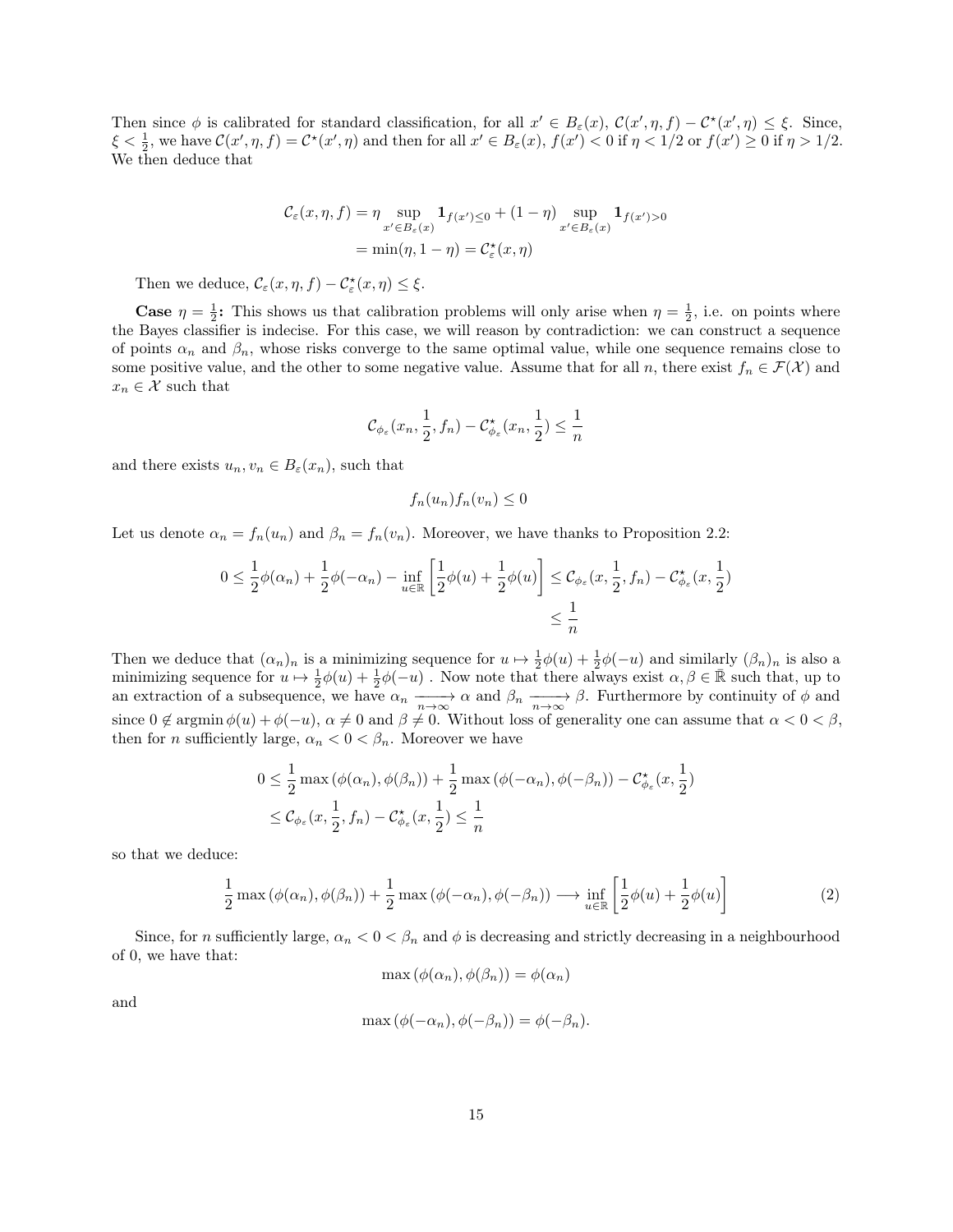Then since $\phi$ is calibrated for standard classification, for all $x' \in B_\varepsilon(x)$, $\mathcal{C}(x', \eta, f) - \mathcal{C}^\star(x', \eta) \leq \xi$. Since, $\xi < \frac{1}{2}$, we have $\mathcal{C}(x', \eta, f) = \mathcal{C}^\star(x', \eta)$ and then for all $x' \in B_\varepsilon(x)$, $f(x') < 0$ if $\eta < 1/2$ or $f(x') \geq 0$ if $\eta > 1/2$. We then deduce that

$$\begin{aligned}
\mathcal{C}_\varepsilon(x, \eta, f) &= \eta \sup_{x' \in B_\varepsilon(x)} \mathbf{1}_{f(x') \leq 0} + (1 - \eta) \sup_{x' \in B_\varepsilon(x)} \mathbf{1}_{f(x') > 0} \\
&= \min(\eta, 1 - \eta) = \mathcal{C}^\star_\varepsilon(x, \eta)
\end{aligned}$$

Then we deduce, $\mathcal{C}_\varepsilon(x, \eta, f) - \mathcal{C}^\star_\varepsilon(x, \eta) \leq \xi$.

**Case $\eta = \frac{1}{2}$:** This shows us that calibration problems will only arise when $\eta = \frac{1}{2}$, i.e. on points where the Bayes classifier is indecise. For this case, we will reason by contradiction: we can construct a sequence of points $\alpha_n$ and $\beta_n$, whose risks converge to the same optimal value, while one sequence remains close to some positive value, and the other to some negative value. Assume that for all $n$, there exist $f_n \in \mathcal{F}(\mathcal{X})$ and $x_n \in \mathcal{X}$ such that

$$\mathcal{C}_{\phi_\varepsilon}(x_n, \frac{1}{2}, f_n) - \mathcal{C}^\star_{\phi_\varepsilon}(x_n, \frac{1}{2}) \leq \frac{1}{n}$$

and there exists $u_n, v_n \in B_\varepsilon(x_n)$, such that

$$f_n(u_n) f_n(v_n) \leq 0$$

Let us denote $\alpha_n = f_n(u_n)$ and $\beta_n = f_n(v_n)$. Moreover, we have thanks to Proposition 2.2:

$$\begin{aligned}
0 \leq \frac{1}{2}\phi(\alpha_n) + \frac{1}{2}\phi(-\alpha_n) - \inf_{u \in \mathbb{R}} \left[\frac{1}{2}\phi(u) + \frac{1}{2}\phi(u)\right] &\leq \mathcal{C}_{\phi_\varepsilon}(x, \frac{1}{2}, f_n) - \mathcal{C}^\star_{\phi_\varepsilon}(x, \frac{1}{2}) \\
&\leq \frac{1}{n}
\end{aligned}$$

Then we deduce that $(\alpha_n)_n$ is a minimizing sequence for $u \mapsto \frac{1}{2}\phi(u) + \frac{1}{2}\phi(-u)$ and similarly $(\beta_n)_n$ is also a minimizing sequence for $u \mapsto \frac{1}{2}\phi(u) + \frac{1}{2}\phi(-u)$ . Now note that there always exist $\alpha, \beta \in \bar{\mathbb{R}}$ such that, up to an extraction of a subsequence, we have $\alpha_n \xrightarrow[n \to \infty]{} \alpha$ and $\beta_n \xrightarrow[n \to \infty]{} \beta$. Furthermore by continuity of $\phi$ and since $0 \notin \operatorname{argmin} \phi(u) + \phi(-u)$, $\alpha \neq 0$ and $\beta \neq 0$. Without loss of generality one can assume that $\alpha < 0 < \beta$, then for $n$ sufficiently large, $\alpha_n < 0 < \beta_n$. Moreover we have

$$\begin{aligned}
0 &\leq \frac{1}{2}\max(\phi(\alpha_n), \phi(\beta_n)) + \frac{1}{2}\max(\phi(-\alpha_n), \phi(-\beta_n)) - \mathcal{C}^\star_{\phi_\varepsilon}(x, \frac{1}{2}) \\
&\leq \mathcal{C}_{\phi_\varepsilon}(x, \frac{1}{2}, f_n) - \mathcal{C}^\star_{\phi_\varepsilon}(x, \frac{1}{2}) \leq \frac{1}{n}
\end{aligned}$$

so that we deduce:

$$\frac{1}{2}\max(\phi(\alpha_n), \phi(\beta_n)) + \frac{1}{2}\max(\phi(-\alpha_n), \phi(-\beta_n)) \longrightarrow \inf_{u \in \mathbb{R}} \left[\frac{1}{2}\phi(u) + \frac{1}{2}\phi(u)\right] \tag{2}$$

Since, for $n$ sufficiently large, $\alpha_n < 0 < \beta_n$ and $\phi$ is decreasing and strictly decreasing in a neighbourhood of 0, we have that:

$$\max(\phi(\alpha_n), \phi(\beta_n)) = \phi(\alpha_n)$$

and

$$\max(\phi(-\alpha_n), \phi(-\beta_n)) = \phi(-\beta_n).$$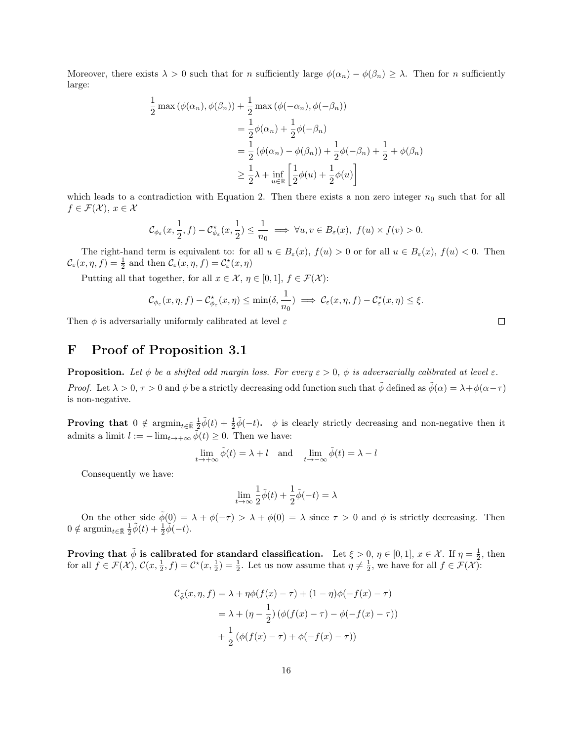Moreover, there exists $\lambda > 0$ such that for $n$ sufficiently large $\phi(\alpha_n) - \phi(\beta_n) \geq \lambda$. Then for $n$ sufficiently large:

$$
\begin{aligned}
\frac{1}{2}\max\left(\phi(\alpha_n), \phi(\beta_n)\right) &+ \frac{1}{2}\max\left(\phi(-\alpha_n), \phi(-\beta_n)\right) \\
&= \frac{1}{2}\phi(\alpha_n) + \frac{1}{2}\phi(-\beta_n) \\
&= \frac{1}{2}\left(\phi(\alpha_n) - \phi(\beta_n)\right) + \frac{1}{2}\phi(-\beta_n) + \frac{1}{2} + \phi(\beta_n) \\
&\geq \frac{1}{2}\lambda + \inf_{u\in\mathbb{R}}\left[\frac{1}{2}\phi(u) + \frac{1}{2}\phi(u)\right]
\end{aligned}
$$

which leads to a contradiction with Equation 2. Then there exists a non zero integer $n_0$ such that for all $f \in \mathcal{F}(\mathcal{X})$, $x \in \mathcal{X}$

$$
\mathcal{C}_{\phi_\varepsilon}(x, \frac{1}{2}, f) - \mathcal{C}^\star_{\phi_\varepsilon}(x, \frac{1}{2}) \leq \frac{1}{n_0} \implies \forall u, v \in B_\varepsilon(x),\ f(u) \times f(v) > 0.
$$

The right-hand term is equivalent to: for all $u \in B_\varepsilon(x)$, $f(u) > 0$ or for all $u \in B_\varepsilon(x)$, $f(u) < 0$. Then $\mathcal{C}_\varepsilon(x, \eta, f) = \frac{1}{2}$ and then $\mathcal{C}_\varepsilon(x, \eta, f) = \mathcal{C}^\star_\varepsilon(x, \eta)$

Putting all that together, for all $x \in \mathcal{X}$, $\eta \in [0, 1]$, $f \in \mathcal{F}(\mathcal{X})$:

$$
\mathcal{C}_{\phi_\varepsilon}(x, \eta, f) - \mathcal{C}^\star_{\phi_\varepsilon}(x, \eta) \leq \min(\delta, \frac{1}{n_0}) \implies \mathcal{C}_\varepsilon(x, \eta, f) - \mathcal{C}^\star_\varepsilon(x, \eta) \leq \xi.
$$

Then $\phi$ is adversarially uniformly calibrated at level $\varepsilon$ $\square$

# F Proof of Proposition 3.1

**Proposition.** *Let $\phi$ be a shifted odd margin loss. For every $\varepsilon > 0$, $\phi$ is adversarially calibrated at level $\varepsilon$.*

*Proof.* Let $\lambda > 0$, $\tau > 0$ and $\phi$ be a strictly decreasing odd function such that $\tilde{\phi}$ defined as $\tilde{\phi}(\alpha) = \lambda + \phi(\alpha - \tau)$ is non-negative.

**Proving that $0 \notin \operatorname{argmin}_{t\in\bar{\mathbb{R}}} \frac{1}{2}\tilde{\phi}(t) + \frac{1}{2}\tilde{\phi}(-t)$.** $\phi$ is clearly strictly decreasing and non-negative then it admits a limit $l := -\lim_{t\to+\infty}\phi(t) \geq 0$. Then we have:

$$
\lim_{t\to+\infty}\tilde{\phi}(t) = \lambda + l \quad \text{and} \quad \lim_{t\to-\infty}\tilde{\phi}(t) = \lambda - l
$$

Consequently we have:

$$
\lim_{t\to\infty}\frac{1}{2}\tilde{\phi}(t) + \frac{1}{2}\tilde{\phi}(-t) = \lambda
$$

On the other side $\tilde{\phi}(0) = \lambda + \phi(-\tau) > \lambda + \phi(0) = \lambda$ since $\tau > 0$ and $\phi$ is strictly decreasing. Then $0 \notin \operatorname{argmin}_{t\in\bar{\mathbb{R}}} \frac{1}{2}\tilde{\phi}(t) + \frac{1}{2}\tilde{\phi}(-t)$.

**Proving that $\tilde{\phi}$ is calibrated for standard classification.** Let $\xi > 0$, $\eta \in [0, 1]$, $x \in \mathcal{X}$. If $\eta = \frac{1}{2}$, then for all $f \in \mathcal{F}(\mathcal{X})$, $\mathcal{C}(x, \frac{1}{2}, f) = \mathcal{C}^\star(x, \frac{1}{2}) = \frac{1}{2}$. Let us now assume that $\eta \neq \frac{1}{2}$, we have for all $f \in \mathcal{F}(\mathcal{X})$:

$$
\begin{aligned}
\mathcal{C}_{\tilde{\phi}}(x, \eta, f) &= \lambda + \eta\phi(f(x) - \tau) + (1 - \eta)\phi(-f(x) - \tau) \\
&= \lambda + (\eta - \frac{1}{2})\left(\phi(f(x) - \tau) - \phi(-f(x) - \tau)\right) \\
&\quad + \frac{1}{2}\left(\phi(f(x) - \tau) + \phi(-f(x) - \tau)\right)
\end{aligned}
$$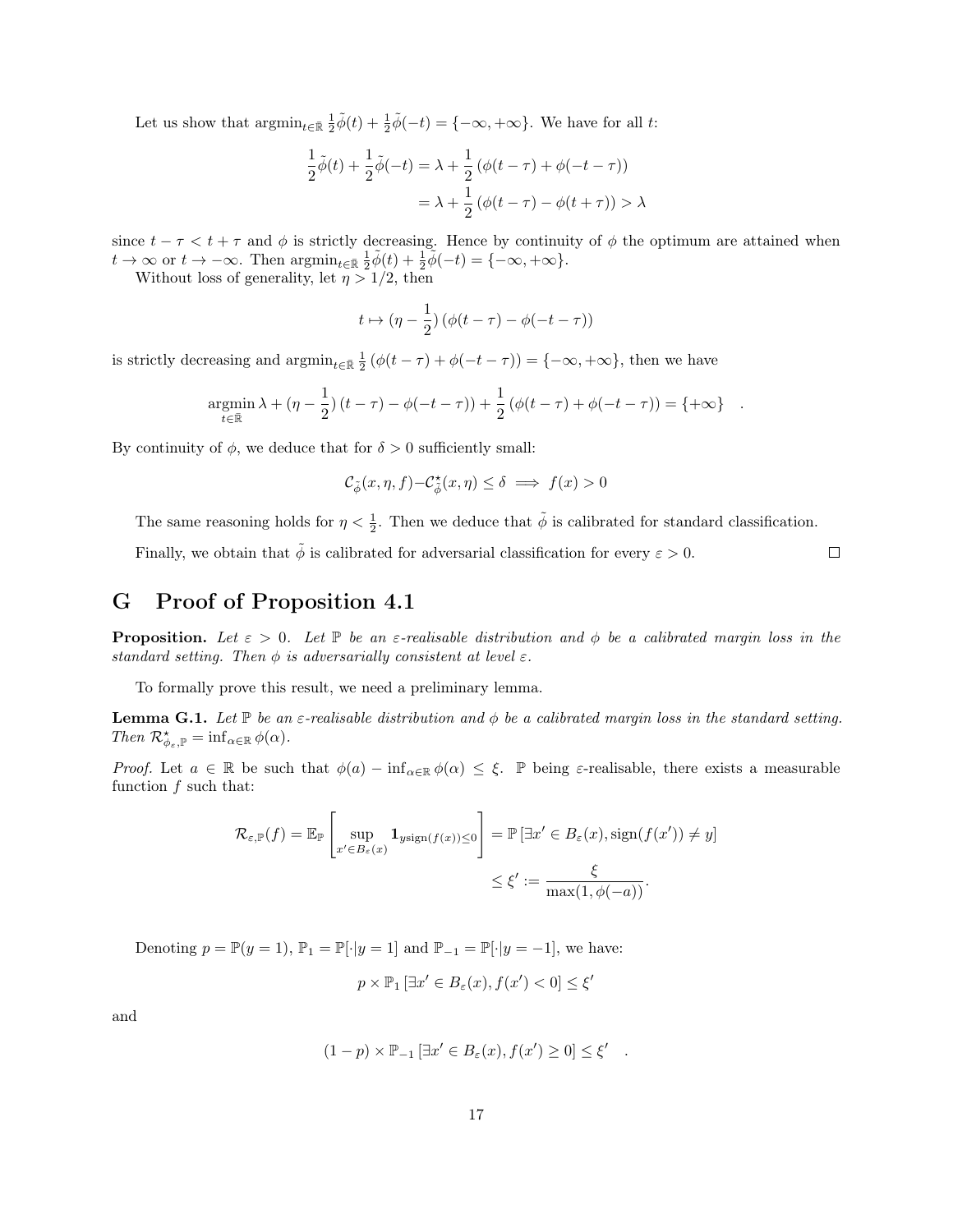Let us show that $\operatorname{argmin}_{t\in\bar{\mathbb{R}}} \frac{1}{2}\tilde{\phi}(t) + \frac{1}{2}\tilde{\phi}(-t) = \{-\infty, +\infty\}$. We have for all $t$:

$$\begin{aligned}\frac{1}{2}\tilde{\phi}(t) + \frac{1}{2}\tilde{\phi}(-t) &= \lambda + \frac{1}{2}\left(\phi(t-\tau) + \phi(-t-\tau)\right)\\ &= \lambda + \frac{1}{2}\left(\phi(t-\tau) - \phi(t+\tau)\right) > \lambda\end{aligned}$$

since $t-\tau < t+\tau$ and $\phi$ is strictly decreasing. Hence by continuity of $\phi$ the optimum are attained when $t \to \infty$ or $t \to -\infty$. Then $\operatorname{argmin}_{t\in\bar{\mathbb{R}}} \frac{1}{2}\tilde{\phi}(t) + \frac{1}{2}\tilde{\phi}(-t) = \{-\infty, +\infty\}$.

Without loss of generality, let $\eta > 1/2$, then

$$t \mapsto (\eta - \frac{1}{2})\left(\phi(t-\tau) - \phi(-t-\tau)\right)$$

is strictly decreasing and $\operatorname{argmin}_{t\in\bar{\mathbb{R}}} \frac{1}{2}\left(\phi(t-\tau) + \phi(-t-\tau)\right) = \{-\infty, +\infty\}$, then we have

$$\operatorname*{argmin}_{t\in\bar{\mathbb{R}}} \lambda + (\eta - \frac{1}{2})\left(t-\tau) - \phi(-t-\tau)\right) + \frac{1}{2}\left(\phi(t-\tau) + \phi(-t-\tau)\right) = \{+\infty\} \quad .$$

By continuity of $\phi$, we deduce that for $\delta > 0$ sufficiently small:

$$\mathcal{C}_{\tilde{\phi}}(x,\eta,f) - \mathcal{C}^\star_{\tilde{\phi}}(x,\eta) \leq \delta \implies f(x) > 0$$

The same reasoning holds for $\eta < \frac{1}{2}$. Then we deduce that $\tilde{\phi}$ is calibrated for standard classification.

Finally, we obtain that $\tilde{\phi}$ is calibrated for adversarial classification for every $\varepsilon > 0$. $\square$

# G Proof of Proposition 4.1

**Proposition.** *Let $\varepsilon > 0$. Let $\mathbb{P}$ be an $\varepsilon$-realisable distribution and $\phi$ be a calibrated margin loss in the standard setting. Then $\phi$ is adversarially consistent at level $\varepsilon$.*

To formally prove this result, we need a preliminary lemma.

**Lemma G.1.** *Let $\mathbb{P}$ be an $\varepsilon$-realisable distribution and $\phi$ be a calibrated margin loss in the standard setting. Then $\mathcal{R}^\star_{\phi_\varepsilon,\mathbb{P}} = \inf_{\alpha\in\mathbb{R}} \phi(\alpha)$.*

*Proof.* Let $a \in \mathbb{R}$ be such that $\phi(a) - \inf_{\alpha\in\mathbb{R}}\phi(\alpha) \leq \xi$. $\mathbb{P}$ being $\varepsilon$-realisable, there exists a measurable function $f$ such that:

$$\begin{aligned}\mathcal{R}_{\varepsilon,\mathbb{P}}(f) = \mathbb{E}_{\mathbb{P}}\left[\sup_{x'\in B_\varepsilon(x)} \mathbf{1}_{y\operatorname{sign}(f(x))\leq 0}\right] &= \mathbb{P}\left[\exists x' \in B_\varepsilon(x), \operatorname{sign}(f(x')) \neq y\right]\\ &\leq \xi' := \frac{\xi}{\max(1, \phi(-a))}.\end{aligned}$$

Denoting $p = \mathbb{P}(y=1)$, $\mathbb{P}_1 = \mathbb{P}[\cdot|y=1]$ and $\mathbb{P}_{-1} = \mathbb{P}[\cdot|y=-1]$, we have:

$$p \times \mathbb{P}_1\left[\exists x' \in B_\varepsilon(x), f(x') < 0\right] \leq \xi'$$

and

$$(1-p) \times \mathbb{P}_{-1}\left[\exists x' \in B_\varepsilon(x), f(x') \geq 0\right] \leq \xi' \quad .$$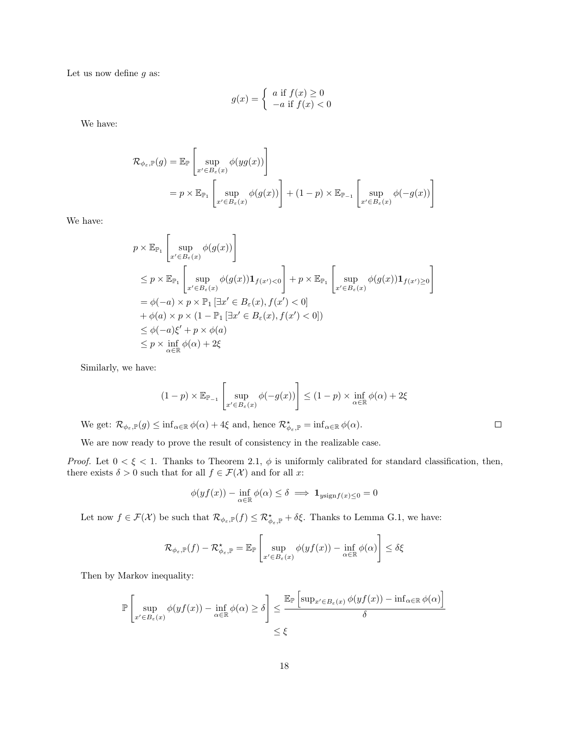Let us now define $g$ as:

$$g(x) = \left\{ \begin{array}{l} a \text{ if } f(x) \geq 0 \\ -a \text{ if } f(x) < 0 \end{array} \right.$$

We have:

$$\begin{aligned}
\mathcal{R}_{\phi_\varepsilon,\mathbb{P}}(g) &= \mathbb{E}_{\mathbb{P}}\left[\sup_{x'\in B_\varepsilon(x)} \phi(yg(x))\right] \\
&= p \times \mathbb{E}_{\mathbb{P}_1}\left[\sup_{x'\in B_\varepsilon(x)} \phi(g(x))\right] + (1-p) \times \mathbb{E}_{\mathbb{P}_{-1}}\left[\sup_{x'\in B_\varepsilon(x)} \phi(-g(x))\right]
\end{aligned}$$

We have:

$$\begin{aligned}
& p \times \mathbb{E}_{\mathbb{P}_1}\left[\sup_{x'\in B_\varepsilon(x)} \phi(g(x))\right] \\
&\leq p \times \mathbb{E}_{\mathbb{P}_1}\left[\sup_{x'\in B_\varepsilon(x)} \phi(g(x))\mathbf{1}_{f(x')<0}\right] + p \times \mathbb{E}_{\mathbb{P}_1}\left[\sup_{x'\in B_\varepsilon(x)} \phi(g(x))\mathbf{1}_{f(x')\geq 0}\right] \\
&= \phi(-a) \times p \times \mathbb{P}_1\left[\exists x' \in B_\varepsilon(x), f(x') < 0\right] \\
&+ \phi(a) \times p \times (1 - \mathbb{P}_1\left[\exists x' \in B_\varepsilon(x), f(x') < 0\right]) \\
&\leq \phi(-a)\xi' + p \times \phi(a) \\
&\leq p \times \inf_{\alpha\in\mathbb{R}} \phi(\alpha) + 2\xi
\end{aligned}$$

Similarly, we have:

$$(1-p) \times \mathbb{E}_{\mathbb{P}_{-1}}\left[\sup_{x'\in B_\varepsilon(x)} \phi(-g(x))\right] \leq (1-p) \times \inf_{\alpha\in\mathbb{R}} \phi(\alpha) + 2\xi$$

We get: $\mathcal{R}_{\phi_\varepsilon,\mathbb{P}}(g) \leq \inf_{\alpha\in\mathbb{R}} \phi(\alpha) + 4\xi$ and, hence $\mathcal{R}^\star_{\phi_\varepsilon,\mathbb{P}} = \inf_{\alpha\in\mathbb{R}} \phi(\alpha)$. □

We are now ready to prove the result of consistency in the realizable case.

*Proof.* Let $0 < \xi < 1$. Thanks to Theorem 2.1, $\phi$ is uniformly calibrated for standard classification, then, there exists $\delta > 0$ such that for all $f \in \mathcal{F}(\mathcal{X})$ and for all $x$:

$$\phi(yf(x)) - \inf_{\alpha\in\mathbb{R}} \phi(\alpha) \leq \delta \implies \mathbf{1}_{y\text{sign}f(x)\leq 0} = 0$$

Let now $f \in \mathcal{F}(\mathcal{X})$ be such that $\mathcal{R}_{\phi_\varepsilon,\mathbb{P}}(f) \leq \mathcal{R}^\star_{\phi_\varepsilon,\mathbb{P}} + \delta\xi$. Thanks to Lemma G.1, we have:

$$\mathcal{R}_{\phi_\varepsilon,\mathbb{P}}(f) - \mathcal{R}^\star_{\phi_\varepsilon,\mathbb{P}} = \mathbb{E}_{\mathbb{P}}\left[\sup_{x'\in B_\varepsilon(x)} \phi(yf(x)) - \inf_{\alpha\in\mathbb{R}} \phi(\alpha)\right] \leq \delta\xi$$

Then by Markov inequality:

$$\begin{aligned}
\mathbb{P}\left[\sup_{x'\in B_\varepsilon(x)} \phi(yf(x)) - \inf_{\alpha\in\mathbb{R}} \phi(\alpha) \geq \delta\right] &\leq \frac{\mathbb{E}_{\mathbb{P}}\left[\sup_{x'\in B_\varepsilon(x)} \phi(yf(x)) - \inf_{\alpha\in\mathbb{R}} \phi(\alpha)\right]}{\delta} \\
&\leq \xi
\end{aligned}$$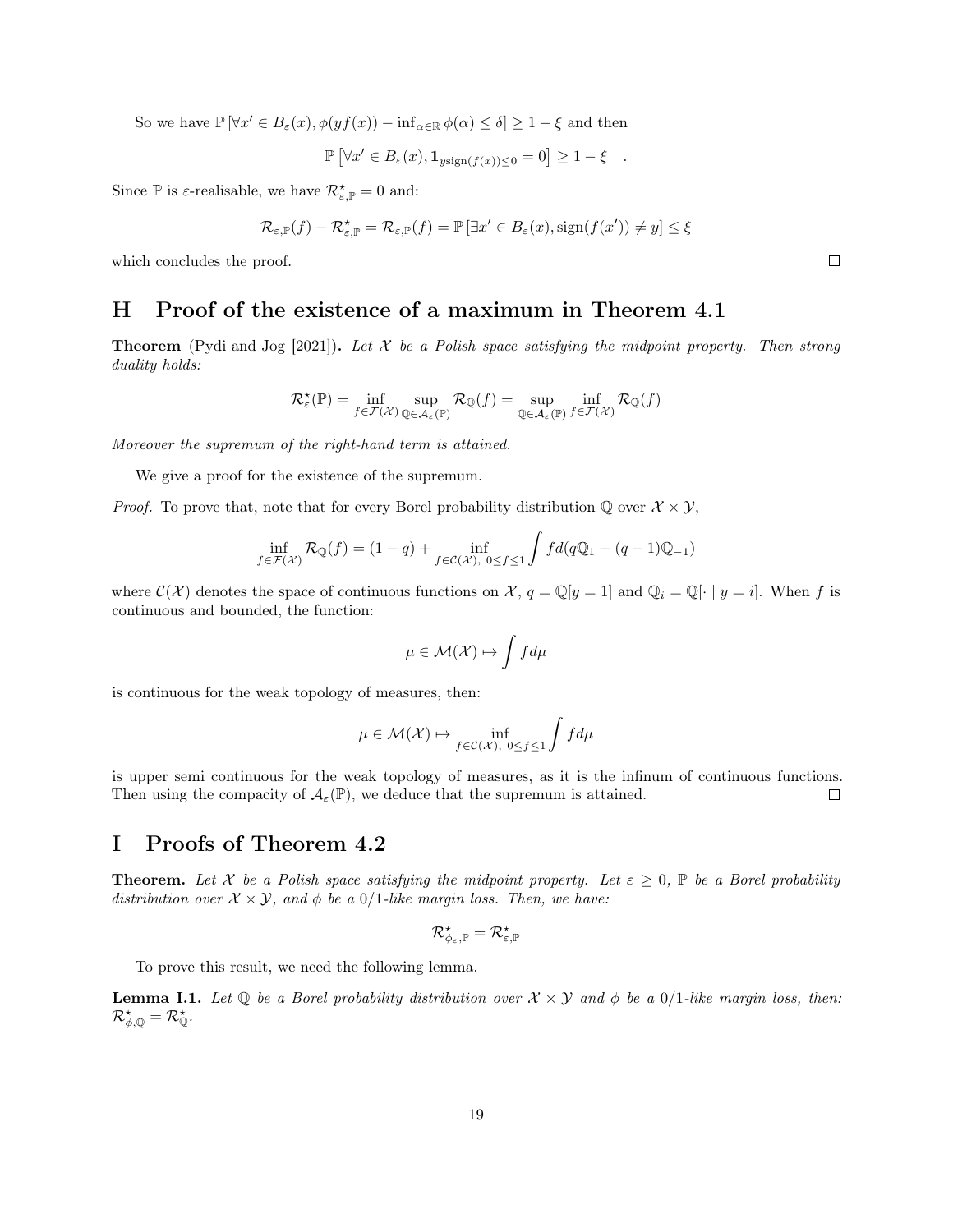So we have $\mathbb{P}\left[\forall x' \in B_\varepsilon(x), \phi(yf(x)) - \inf_{\alpha\in\mathbb{R}} \phi(\alpha) \leq \delta\right] \geq 1-\xi$ and then

$$\mathbb{P}\left[\forall x' \in B_\varepsilon(x), \mathbf{1}_{y\text{sign}(f(x))\leq 0} = 0\right] \geq 1-\xi \quad .$$

Since $\mathbb{P}$ is $\varepsilon$-realisable, we have $\mathcal{R}^\star_{\varepsilon,\mathbb{P}} = 0$ and:

$$\mathcal{R}_{\varepsilon,\mathbb{P}}(f) - \mathcal{R}^\star_{\varepsilon,\mathbb{P}} = \mathcal{R}_{\varepsilon,\mathbb{P}}(f) = \mathbb{P}\left[\exists x' \in B_\varepsilon(x), \text{sign}(f(x')) \neq y\right] \leq \xi$$

which concludes the proof. ◻

# H Proof of the existence of a maximum in Theorem 4.1

**Theorem** (Pydi and Jog [2021])**.** *Let $\mathcal{X}$ be a Polish space satisfying the midpoint property. Then strong duality holds:*

$$\mathcal{R}^\star_\varepsilon(\mathbb{P}) = \inf_{f\in\mathcal{F}(\mathcal{X})} \sup_{\mathbb{Q}\in\mathcal{A}_\varepsilon(\mathbb{P})} \mathcal{R}_\mathbb{Q}(f) = \sup_{\mathbb{Q}\in\mathcal{A}_\varepsilon(\mathbb{P})} \inf_{f\in\mathcal{F}(\mathcal{X})} \mathcal{R}_\mathbb{Q}(f)$$

*Moreover the supremum of the right-hand term is attained.*

We give a proof for the existence of the supremum.

*Proof.* To prove that, note that for every Borel probability distribution $\mathbb{Q}$ over $\mathcal{X}\times\mathcal{Y}$,

$$\inf_{f\in\mathcal{F}(\mathcal{X})} \mathcal{R}_\mathbb{Q}(f) = (1-q) + \inf_{f\in\mathcal{C}(\mathcal{X}),\ 0\leq f\leq 1} \int f d(q\mathbb{Q}_1 + (q-1)\mathbb{Q}_{-1})$$

where $\mathcal{C}(\mathcal{X})$ denotes the space of continuous functions on $\mathcal{X}$, $q = \mathbb{Q}[y=1]$ and $\mathbb{Q}_i = \mathbb{Q}[\cdot \mid y=i]$. When $f$ is continuous and bounded, the function:

$$\mu \in \mathcal{M}(\mathcal{X}) \mapsto \int f d\mu$$

is continuous for the weak topology of measures, then:

$$\mu \in \mathcal{M}(\mathcal{X}) \mapsto \inf_{f\in\mathcal{C}(\mathcal{X}),\ 0\leq f\leq 1} \int f d\mu$$

is upper semi continuous for the weak topology of measures, as it is the infinum of continuous functions. Then using the compacity of $\mathcal{A}_\varepsilon(\mathbb{P})$, we deduce that the supremum is attained. ◻

# I Proofs of Theorem 4.2

**Theorem.** *Let $\mathcal{X}$ be a Polish space satisfying the midpoint property. Let $\varepsilon \geq 0$, $\mathbb{P}$ be a Borel probability distribution over $\mathcal{X}\times\mathcal{Y}$, and $\phi$ be a 0/1-like margin loss. Then, we have:*

$$\mathcal{R}^\star_{\phi_\varepsilon,\mathbb{P}} = \mathcal{R}^\star_{\varepsilon,\mathbb{P}}$$

To prove this result, we need the following lemma.

**Lemma I.1.** *Let $\mathbb{Q}$ be a Borel probability distribution over $\mathcal{X}\times\mathcal{Y}$ and $\phi$ be a 0/1-like margin loss, then: $\mathcal{R}^\star_{\phi,\mathbb{Q}} = \mathcal{R}^\star_\mathbb{Q}$.*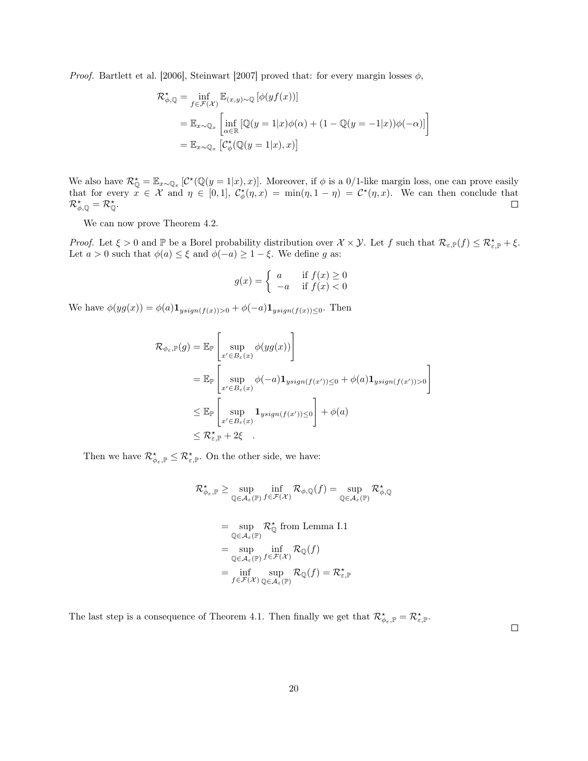*Proof.* Bartlett et al. [2006], Steinwart [2007] proved that: for every margin losses $\phi$,

$$
\begin{aligned}
\mathcal{R}^\star_{\phi,\mathbb{Q}} &= \inf_{f\in\mathcal{F}(\mathcal{X})} \mathbb{E}_{(x,y)\sim\mathbb{Q}}\left[\phi(yf(x))\right] \\
&= \mathbb{E}_{x\sim\mathbb{Q}_x}\left[\inf_{\alpha\in\mathbb{R}} \left[\mathbb{Q}(y=1|x)\phi(\alpha) + (1-\mathbb{Q}(y=-1|x))\phi(-\alpha)\right]\right] \\
&= \mathbb{E}_{x\sim\mathbb{Q}_x}\left[\mathcal{C}^\star_\phi(\mathbb{Q}(y=1|x),x)\right]
\end{aligned}
$$

We also have $\mathcal{R}^\star_{\mathbb{Q}} = \mathbb{E}_{x\sim\mathbb{Q}_x}\left[\mathcal{C}^\star(\mathbb{Q}(y=1|x),x)\right]$. Moreover, if $\phi$ is a 0/1-like margin loss, one can prove easily that for every $x\in\mathcal{X}$ and $\eta\in[0,1]$, $\mathcal{C}^\star_\phi(\eta,x) = \min(\eta, 1-\eta) = \mathcal{C}^\star(\eta,x)$. We can then conclude that $\mathcal{R}^\star_{\phi,\mathbb{Q}} = \mathcal{R}^\star_{\mathbb{Q}}$. $\square$

We can now prove Theorem 4.2.

*Proof.* Let $\xi>0$ and $\mathbb{P}$ be a Borel probability distribution over $\mathcal{X}\times\mathcal{Y}$. Let $f$ such that $\mathcal{R}_{\varepsilon,\mathbb{P}}(f)\leq\mathcal{R}^\star_{\varepsilon,\mathbb{P}}+\xi$. Let $a>0$ such that $\phi(a)\leq\xi$ and $\phi(-a)\geq 1-\xi$. We define $g$ as:

$$
g(x) = \begin{cases} a & \text{if } f(x)\geq 0 \\ -a & \text{if } f(x)<0 \end{cases}
$$

We have $\phi(yg(x)) = \phi(a)\mathbf{1}_{ysign(f(x))>0} + \phi(-a)\mathbf{1}_{ysign(f(x))\leq 0}$. Then

$$
\begin{aligned}
\mathcal{R}_{\phi_\varepsilon,\mathbb{P}}(g) &= \mathbb{E}_{\mathbb{P}}\left[\sup_{x'\in B_\varepsilon(x)} \phi(yg(x))\right] \\
&= \mathbb{E}_{\mathbb{P}}\left[\sup_{x'\in B_\varepsilon(x)} \phi(-a)\mathbf{1}_{ysign(f(x'))\leq 0} + \phi(a)\mathbf{1}_{ysign(f(x'))>0}\right] \\
&\leq \mathbb{E}_{\mathbb{P}}\left[\sup_{x'\in B_\varepsilon(x)} \mathbf{1}_{ysign(f(x'))\leq 0}\right] + \phi(a) \\
&\leq \mathcal{R}^\star_{\varepsilon,\mathbb{P}} + 2\xi \quad .
\end{aligned}
$$

Then we have $\mathcal{R}^\star_{\phi_\varepsilon,\mathbb{P}}\leq\mathcal{R}^\star_{\varepsilon,\mathbb{P}}$. On the other side, we have:

$$
\mathcal{R}^\star_{\phi_\varepsilon,\mathbb{P}} \geq \sup_{\mathbb{Q}\in\mathcal{A}_\varepsilon(\mathbb{P})} \inf_{f\in\mathcal{F}(\mathcal{X})} \mathcal{R}_{\phi,\mathbb{Q}}(f) = \sup_{\mathbb{Q}\in\mathcal{A}_\varepsilon(\mathbb{P})} \mathcal{R}^\star_{\phi,\mathbb{Q}}
$$

$$
\begin{aligned}
&= \sup_{\mathbb{Q}\in\mathcal{A}_\varepsilon(\mathbb{P})} \mathcal{R}^\star_{\mathbb{Q}} \text{ from Lemma I.1} \\
&= \sup_{\mathbb{Q}\in\mathcal{A}_\varepsilon(\mathbb{P})} \inf_{f\in\mathcal{F}(\mathcal{X})} \mathcal{R}_{\mathbb{Q}}(f) \\
&= \inf_{f\in\mathcal{F}(\mathcal{X})} \sup_{\mathbb{Q}\in\mathcal{A}_\varepsilon(\mathbb{P})} \mathcal{R}_{\mathbb{Q}}(f) = \mathcal{R}^\star_{\varepsilon,\mathbb{P}}
\end{aligned}
$$

The last step is a consequence of Theorem 4.1. Then finally we get that $\mathcal{R}^\star_{\phi_\varepsilon,\mathbb{P}} = \mathcal{R}^\star_{\varepsilon,\mathbb{P}}$. $\square$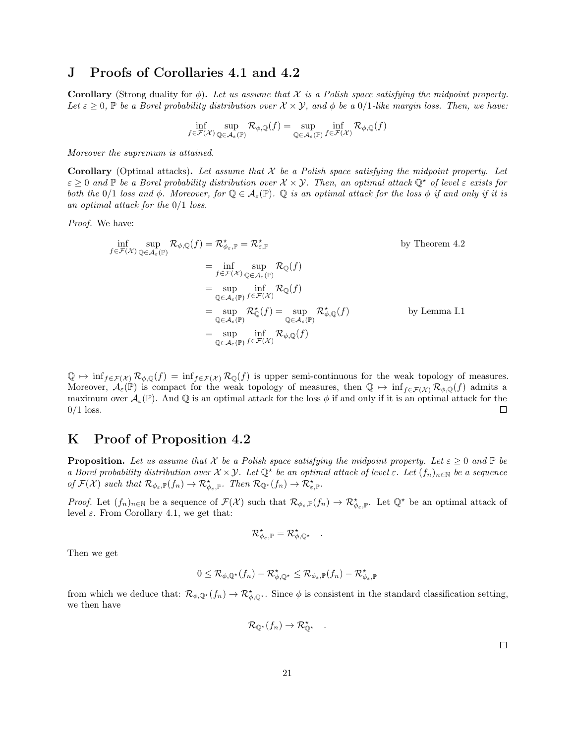## J Proofs of Corollaries 4.1 and 4.2

**Corollary** (Strong duality for $\phi$)**.** *Let us assume that $\mathcal{X}$ is a Polish space satisfying the midpoint property. Let $\varepsilon \geq 0$, $\mathbb{P}$ be a Borel probability distribution over $\mathcal{X} \times \mathcal{Y}$, and $\phi$ be a 0/1-like margin loss. Then, we have:*

$$\inf_{f \in \mathcal{F}(\mathcal{X})} \sup_{\mathbb{Q} \in \mathcal{A}_\varepsilon(\mathbb{P})} \mathcal{R}_{\phi,\mathbb{Q}}(f) = \sup_{\mathbb{Q} \in \mathcal{A}_\varepsilon(\mathbb{P})} \inf_{f \in \mathcal{F}(\mathcal{X})} \mathcal{R}_{\phi,\mathbb{Q}}(f)$$

*Moreover the supremum is attained.*

**Corollary** (Optimal attacks)**.** *Let assume that $\mathcal{X}$ be a Polish space satisfying the midpoint property. Let $\varepsilon \geq 0$ and $\mathbb{P}$ be a Borel probability distribution over $\mathcal{X} \times \mathcal{Y}$. Then, an optimal attack $\mathbb{Q}^\star$ of level $\varepsilon$ exists for both the 0/1 loss and $\phi$. Moreover, for $\mathbb{Q} \in \mathcal{A}_\varepsilon(\mathbb{P})$. $\mathbb{Q}$ is an optimal attack for the loss $\phi$ if and only if it is an optimal attack for the 0/1 loss.*

*Proof.* We have:

$$\begin{aligned}
\inf_{f \in \mathcal{F}(\mathcal{X})} \sup_{\mathbb{Q} \in \mathcal{A}_\varepsilon(\mathbb{P})} \mathcal{R}_{\phi,\mathbb{Q}}(f) &= \mathcal{R}^\star_{\phi_\varepsilon,\mathbb{P}} = \mathcal{R}^\star_{\varepsilon,\mathbb{P}} && \text{by Theorem 4.2} \\
&= \inf_{f \in \mathcal{F}(\mathcal{X})} \sup_{\mathbb{Q} \in \mathcal{A}_\varepsilon(\mathbb{P})} \mathcal{R}_{\mathbb{Q}}(f) \\
&= \sup_{\mathbb{Q} \in \mathcal{A}_\varepsilon(\mathbb{P})} \inf_{f \in \mathcal{F}(\mathcal{X})} \mathcal{R}_{\mathbb{Q}}(f) \\
&= \sup_{\mathbb{Q} \in \mathcal{A}_\varepsilon(\mathbb{P})} \mathcal{R}^\star_{\mathbb{Q}}(f) = \sup_{\mathbb{Q} \in \mathcal{A}_\varepsilon(\mathbb{P})} \mathcal{R}^\star_{\phi,\mathbb{Q}}(f) && \text{by Lemma I.1} \\
&= \sup_{\mathbb{Q} \in \mathcal{A}_\varepsilon(\mathbb{P})} \inf_{f \in \mathcal{F}(\mathcal{X})} \mathcal{R}_{\phi,\mathbb{Q}}(f)
\end{aligned}$$

$\mathbb{Q} \mapsto \inf_{f \in \mathcal{F}(\mathcal{X})} \mathcal{R}_{\phi,\mathbb{Q}}(f) = \inf_{f \in \mathcal{F}(\mathcal{X})} \mathcal{R}_{\mathbb{Q}}(f)$ is upper semi-continuous for the weak topology of measures. Moreover, $\mathcal{A}_\varepsilon(\mathbb{P})$ is compact for the weak topology of measures, then $\mathbb{Q} \mapsto \inf_{f \in \mathcal{F}(\mathcal{X})} \mathcal{R}_{\phi,\mathbb{Q}}(f)$ admits a maximum over $\mathcal{A}_\varepsilon(\mathbb{P})$. And $\mathbb{Q}$ is an optimal attack for the loss $\phi$ if and only if it is an optimal attack for the 0/1 loss. □

## K Proof of Proposition 4.2

**Proposition.** *Let us assume that $\mathcal{X}$ be a Polish space satisfying the midpoint property. Let $\varepsilon \geq 0$ and $\mathbb{P}$ be a Borel probability distribution over $\mathcal{X} \times \mathcal{Y}$. Let $\mathbb{Q}^\star$ be an optimal attack of level $\varepsilon$. Let $(f_n)_{n \in \mathbb{N}}$ be a sequence of $\mathcal{F}(\mathcal{X})$ such that $\mathcal{R}_{\phi_\varepsilon,\mathbb{P}}(f_n) \to \mathcal{R}^\star_{\phi_\varepsilon,\mathbb{P}}$. Then $\mathcal{R}_{\mathbb{Q}^\star}(f_n) \to \mathcal{R}^\star_{\varepsilon,\mathbb{P}}$.*

*Proof.* Let $(f_n)_{n \in \mathbb{N}}$ be a sequence of $\mathcal{F}(\mathcal{X})$ such that $\mathcal{R}_{\phi_\varepsilon,\mathbb{P}}(f_n) \to \mathcal{R}^\star_{\phi_\varepsilon,\mathbb{P}}$. Let $\mathbb{Q}^\star$ be an optimal attack of level $\varepsilon$. From Corollary 4.1, we get that:

$$\mathcal{R}^\star_{\phi_\varepsilon,\mathbb{P}} = \mathcal{R}^\star_{\phi,\mathbb{Q}^\star} \quad .$$

Then we get

$$0 \leq \mathcal{R}_{\phi,\mathbb{Q}^\star}(f_n) - \mathcal{R}^\star_{\phi,\mathbb{Q}^\star} \leq \mathcal{R}_{\phi_\varepsilon,\mathbb{P}}(f_n) - \mathcal{R}^\star_{\phi_\varepsilon,\mathbb{P}}$$

from which we deduce that: $\mathcal{R}_{\phi,\mathbb{Q}^\star}(f_n) \to \mathcal{R}^\star_{\phi,\mathbb{Q}^\star}$. Since $\phi$ is consistent in the standard classification setting, we then have

$$\mathcal{R}_{\mathbb{Q}^\star}(f_n) \to \mathcal{R}^\star_{\mathbb{Q}^\star} \quad .$$

□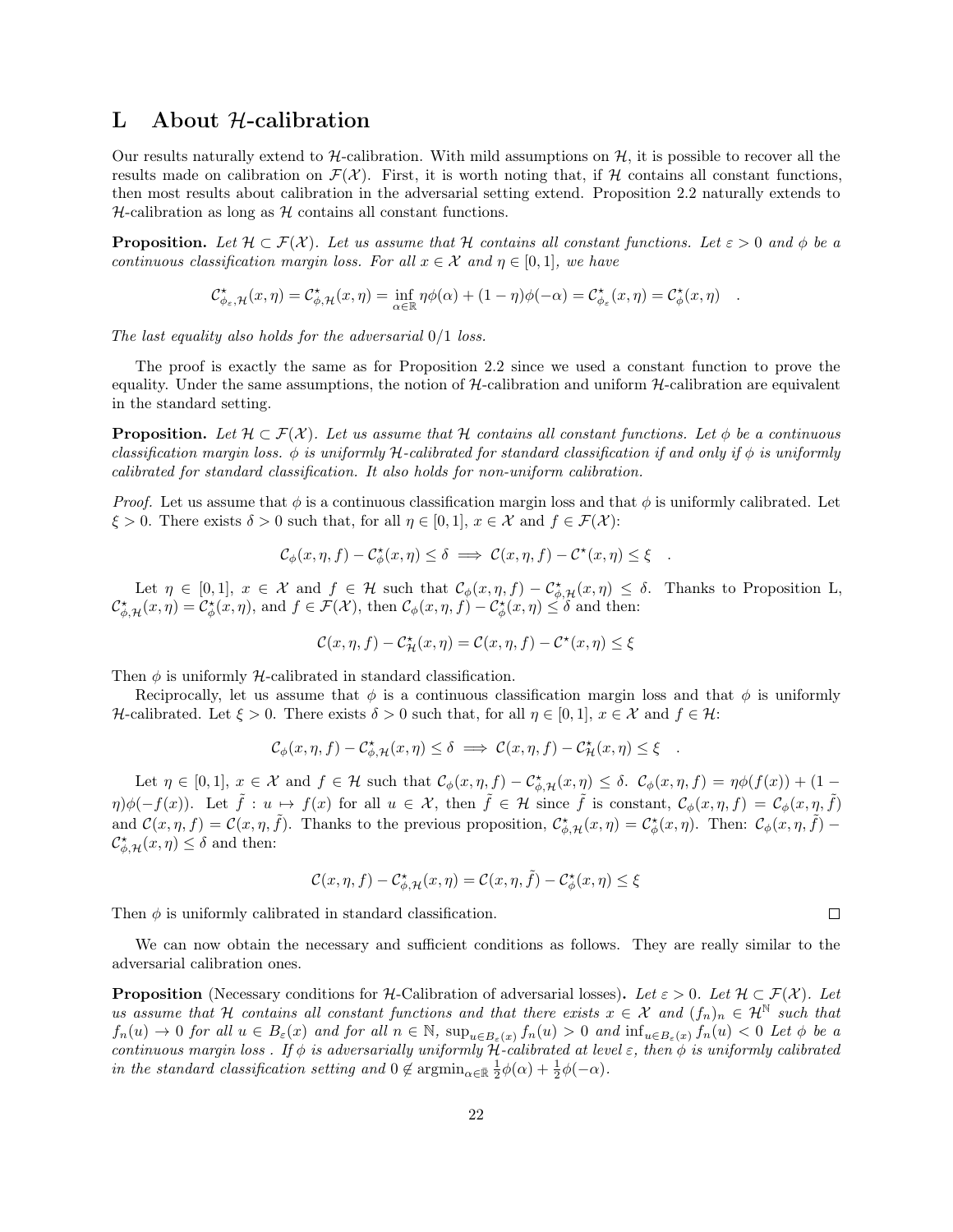# L About $\mathcal{H}$-calibration

Our results naturally extend to $\mathcal{H}$-calibration. With mild assumptions on $\mathcal{H}$, it is possible to recover all the results made on calibration on $\mathcal{F}(\mathcal{X})$. First, it is worth noting that, if $\mathcal{H}$ contains all constant functions, then most results about calibration in the adversarial setting extend. Proposition 2.2 naturally extends to $\mathcal{H}$-calibration as long as $\mathcal{H}$ contains all constant functions.

**Proposition.** *Let $\mathcal{H} \subset \mathcal{F}(\mathcal{X})$. Let us assume that $\mathcal{H}$ contains all constant functions. Let $\varepsilon > 0$ and $\phi$ be a continuous classification margin loss. For all $x \in \mathcal{X}$ and $\eta \in [0,1]$, we have*

$$\mathcal{C}^\star_{\phi_\varepsilon,\mathcal{H}}(x,\eta) = \mathcal{C}^\star_{\phi,\mathcal{H}}(x,\eta) = \inf_{\alpha\in\mathbb{R}} \eta\phi(\alpha) + (1-\eta)\phi(-\alpha) = \mathcal{C}^\star_{\phi_\varepsilon}(x,\eta) = \mathcal{C}^\star_{\phi}(x,\eta) \quad .$$

*The last equality also holds for the adversarial $0/1$ loss.*

The proof is exactly the same as for Proposition 2.2 since we used a constant function to prove the equality. Under the same assumptions, the notion of $\mathcal{H}$-calibration and uniform $\mathcal{H}$-calibration are equivalent in the standard setting.

**Proposition.** *Let $\mathcal{H} \subset \mathcal{F}(\mathcal{X})$. Let us assume that $\mathcal{H}$ contains all constant functions. Let $\phi$ be a continuous classification margin loss. $\phi$ is uniformly $\mathcal{H}$-calibrated for standard classification if and only if $\phi$ is uniformly calibrated for standard classification. It also holds for non-uniform calibration.*

*Proof.* Let us assume that $\phi$ is a continuous classification margin loss and that $\phi$ is uniformly calibrated. Let $\xi > 0$. There exists $\delta > 0$ such that, for all $\eta \in [0,1]$, $x \in \mathcal{X}$ and $f \in \mathcal{F}(\mathcal{X})$:

$$\mathcal{C}_\phi(x,\eta,f) - \mathcal{C}^\star_\phi(x,\eta) \leq \delta \implies \mathcal{C}(x,\eta,f) - \mathcal{C}^\star(x,\eta) \leq \xi \quad .$$

Let $\eta \in [0,1]$, $x \in \mathcal{X}$ and $f \in \mathcal{H}$ such that $\mathcal{C}_\phi(x,\eta,f) - \mathcal{C}^\star_{\phi,\mathcal{H}}(x,\eta) \leq \delta$. Thanks to Proposition L, $\mathcal{C}^\star_{\phi,\mathcal{H}}(x,\eta) = \mathcal{C}^\star_\phi(x,\eta)$, and $f \in \mathcal{F}(\mathcal{X})$, then $\mathcal{C}_\phi(x,\eta,f) - \mathcal{C}^\star_\phi(x,\eta) \leq \delta$ and then:

$$\mathcal{C}(x,\eta,f) - \mathcal{C}^\star_{\mathcal{H}}(x,\eta) = \mathcal{C}(x,\eta,f) - \mathcal{C}^\star(x,\eta) \leq \xi$$

Then $\phi$ is uniformly $\mathcal{H}$-calibrated in standard classification.

Reciprocally, let us assume that $\phi$ is a continuous classification margin loss and that $\phi$ is uniformly $\mathcal{H}$-calibrated. Let $\xi > 0$. There exists $\delta > 0$ such that, for all $\eta \in [0,1]$, $x \in \mathcal{X}$ and $f \in \mathcal{H}$:

$$\mathcal{C}_\phi(x,\eta,f) - \mathcal{C}^\star_{\phi,\mathcal{H}}(x,\eta) \leq \delta \implies \mathcal{C}(x,\eta,f) - \mathcal{C}^\star_{\mathcal{H}}(x,\eta) \leq \xi \quad .$$

Let $\eta \in [0,1]$, $x \in \mathcal{X}$ and $f \in \mathcal{H}$ such that $\mathcal{C}_\phi(x,\eta,f) - \mathcal{C}^\star_{\phi,\mathcal{H}}(x,\eta) \leq \delta$. $\mathcal{C}_\phi(x,\eta,f) = \eta\phi(f(x)) + (1-\eta)\phi(-f(x))$. Let $\tilde{f} : u \mapsto f(x)$ for all $u \in \mathcal{X}$, then $\tilde{f} \in \mathcal{H}$ since $\tilde{f}$ is constant, $\mathcal{C}_\phi(x,\eta,f) = \mathcal{C}_\phi(x,\eta,\tilde{f})$ and $\mathcal{C}(x,\eta,f) = \mathcal{C}(x,\eta,\tilde{f})$. Thanks to the previous proposition, $\mathcal{C}^\star_{\phi,\mathcal{H}}(x,\eta) = \mathcal{C}^\star_\phi(x,\eta)$. Then: $\mathcal{C}_\phi(x,\eta,\tilde{f}) - \mathcal{C}^\star_{\phi,\mathcal{H}}(x,\eta) \leq \delta$ and then:

$$\mathcal{C}(x,\eta,f) - \mathcal{C}^\star_{\phi,\mathcal{H}}(x,\eta) = \mathcal{C}(x,\eta,\tilde{f}) - \mathcal{C}^\star_\phi(x,\eta) \leq \xi$$

Then $\phi$ is uniformly calibrated in standard classification. ∎

We can now obtain the necessary and sufficient conditions as follows. They are really similar to the adversarial calibration ones.

**Proposition** (Necessary conditions for $\mathcal{H}$-Calibration of adversarial losses)**.** *Let $\varepsilon > 0$. Let $\mathcal{H} \subset \mathcal{F}(\mathcal{X})$. Let us assume that $\mathcal{H}$ contains all constant functions and that there exists $x \in \mathcal{X}$ and $(f_n)_n \in \mathcal{H}^{\mathbb{N}}$ such that $f_n(u) \to 0$ for all $u \in B_\varepsilon(x)$ and for all $n \in \mathbb{N}$, $\sup_{u\in B_\varepsilon(x)} f_n(u) > 0$ and $\inf_{u\in B_\varepsilon(x)} f_n(u) < 0$ Let $\phi$ be a continuous margin loss . If $\phi$ is adversarially uniformly $\mathcal{H}$-calibrated at level $\varepsilon$, then $\phi$ is uniformly calibrated in the standard classification setting and $0 \notin \operatorname{argmin}_{\alpha\in\bar{\mathbb{R}}} \frac{1}{2}\phi(\alpha) + \frac{1}{2}\phi(-\alpha)$.*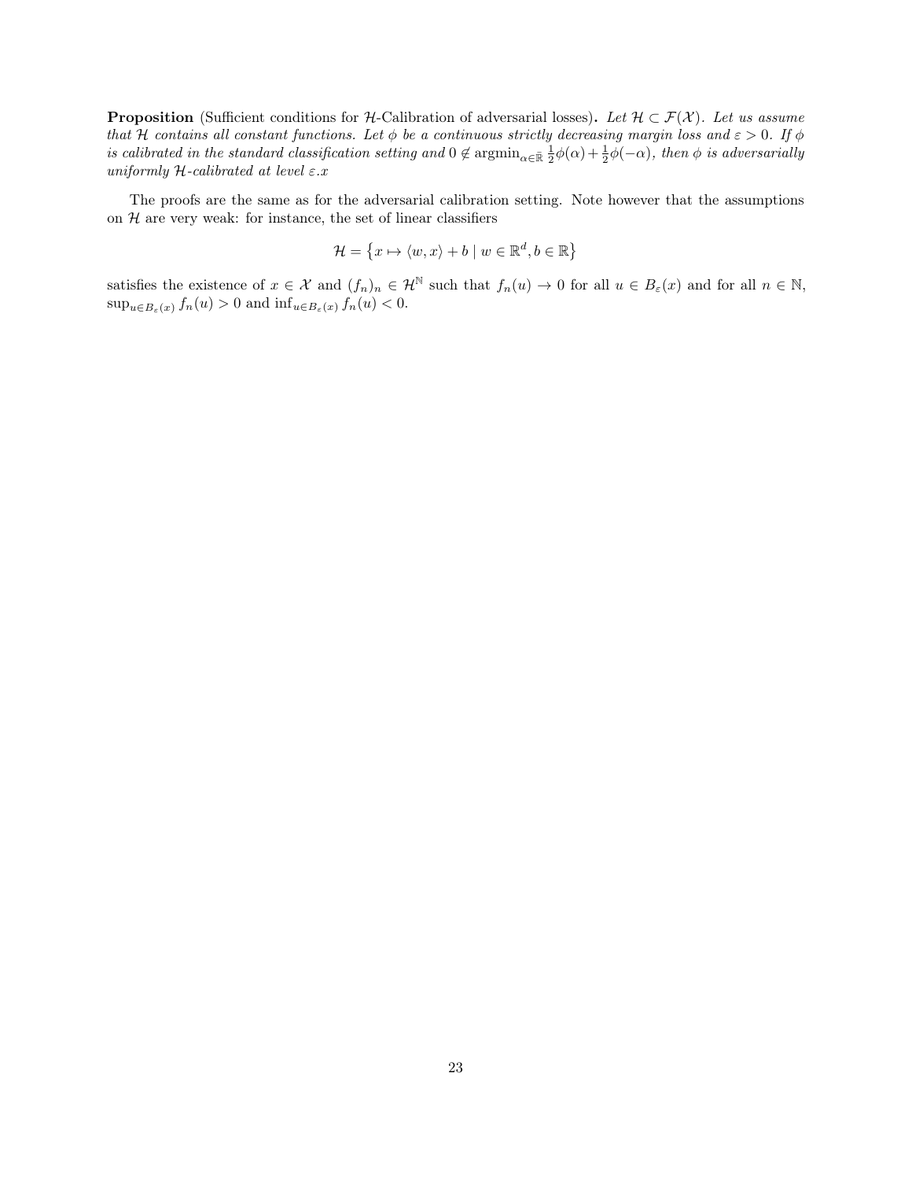**Proposition** (Sufficient conditions for $\mathcal{H}$-Calibration of adversarial losses)**.** *Let $\mathcal{H} \subset \mathcal{F}(\mathcal{X})$. Let us assume that $\mathcal{H}$ contains all constant functions. Let $\phi$ be a continuous strictly decreasing margin loss and $\varepsilon > 0$. If $\phi$ is calibrated in the standard classification setting and $0 \notin \operatorname{argmin}_{\alpha \in \bar{\mathbb{R}}} \frac{1}{2}\phi(\alpha) + \frac{1}{2}\phi(-\alpha)$, then $\phi$ is adversarially uniformly $\mathcal{H}$-calibrated at level $\varepsilon$.x*

The proofs are the same as for the adversarial calibration setting. Note however that the assumptions on $\mathcal{H}$ are very weak: for instance, the set of linear classifiers

$$\mathcal{H} = \left\{ x \mapsto \langle w, x \rangle + b \mid w \in \mathbb{R}^d, b \in \mathbb{R} \right\}$$

satisfies the existence of $x \in \mathcal{X}$ and $(f_n)_n \in \mathcal{H}^{\mathbb{N}}$ such that $f_n(u) \to 0$ for all $u \in B_\varepsilon(x)$ and for all $n \in \mathbb{N}$, $\sup_{u \in B_\varepsilon(x)} f_n(u) > 0$ and $\inf_{u \in B_\varepsilon(x)} f_n(u) < 0$.